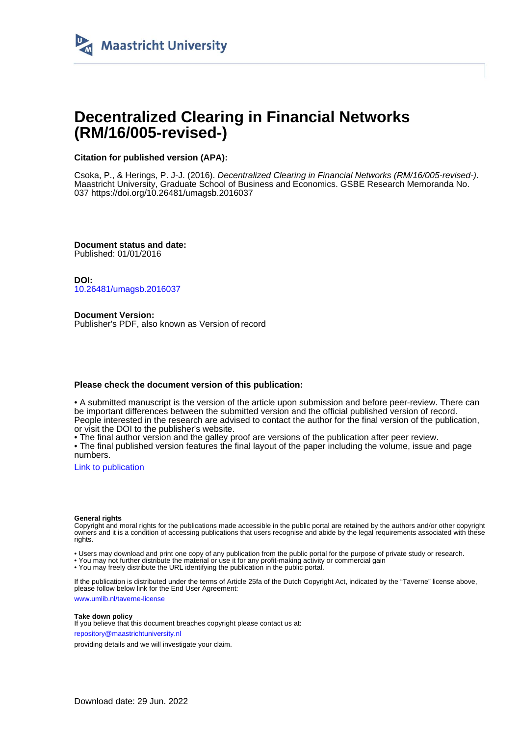Maastricht University

# Decentralized Clearing in Financial Networks (RM/16/005-revised-)

**Citation for published version (APA):**

Csoka, P., & Herings, P. J-J. (2016). *Decentralized Clearing in Financial Networks (RM/16/005-revised-)*. Maastricht University, Graduate School of Business and Economics. GSBE Research Memoranda No. 037 https://doi.org/10.26481/umagsb.2016037

**Document status and date:**
Published: 01/01/2016

**DOI:**
10.26481/umagsb.2016037

**Document Version:**
Publisher's PDF, also known as Version of record

**Please check the document version of this publication:**

• A submitted manuscript is the version of the article upon submission and before peer-review. There can be important differences between the submitted version and the official published version of record. People interested in the research are advised to contact the author for the final version of the publication, or visit the DOI to the publisher's website.
• The final author version and the galley proof are versions of the publication after peer review.
• The final published version features the final layout of the paper including the volume, issue and page numbers.

Link to publication

**General rights**
Copyright and moral rights for the publications made accessible in the public portal are retained by the authors and/or other copyright owners and it is a condition of accessing publications that users recognise and abide by the legal requirements associated with these rights.

• Users may download and print one copy of any publication from the public portal for the purpose of private study or research.
• You may not further distribute the material or use it for any profit-making activity or commercial gain
• You may freely distribute the URL identifying the publication in the public portal.

If the publication is distributed under the terms of Article 25fa of the Dutch Copyright Act, indicated by the "Taverne" license above, please follow below link for the End User Agreement:

www.umlib.nl/taverne-license

**Take down policy**
If you believe that this document breaches copyright please contact us at:

repository@maastrichtuniversity.nl

providing details and we will investigate your claim.

Download date: 29 Jun. 2022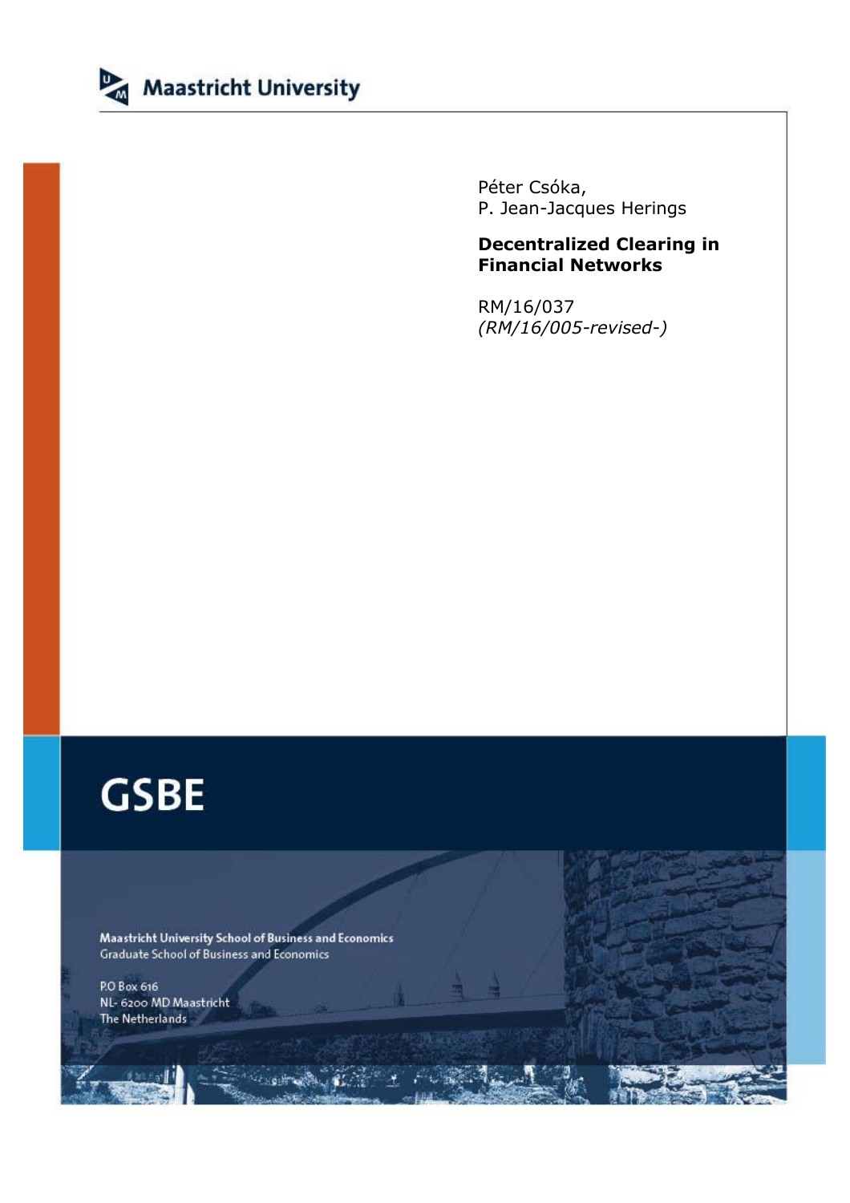Maastricht University

Péter Csóka,
P. Jean-Jacques Herings

**Decentralized Clearing in Financial Networks**

RM/16/037
*(RM/16/005-revised-)*

GSBE

Maastricht University School of Business and Economics
Graduate School of Business and Economics

P.O Box 616
NL- 6200 MD Maastricht
The Netherlands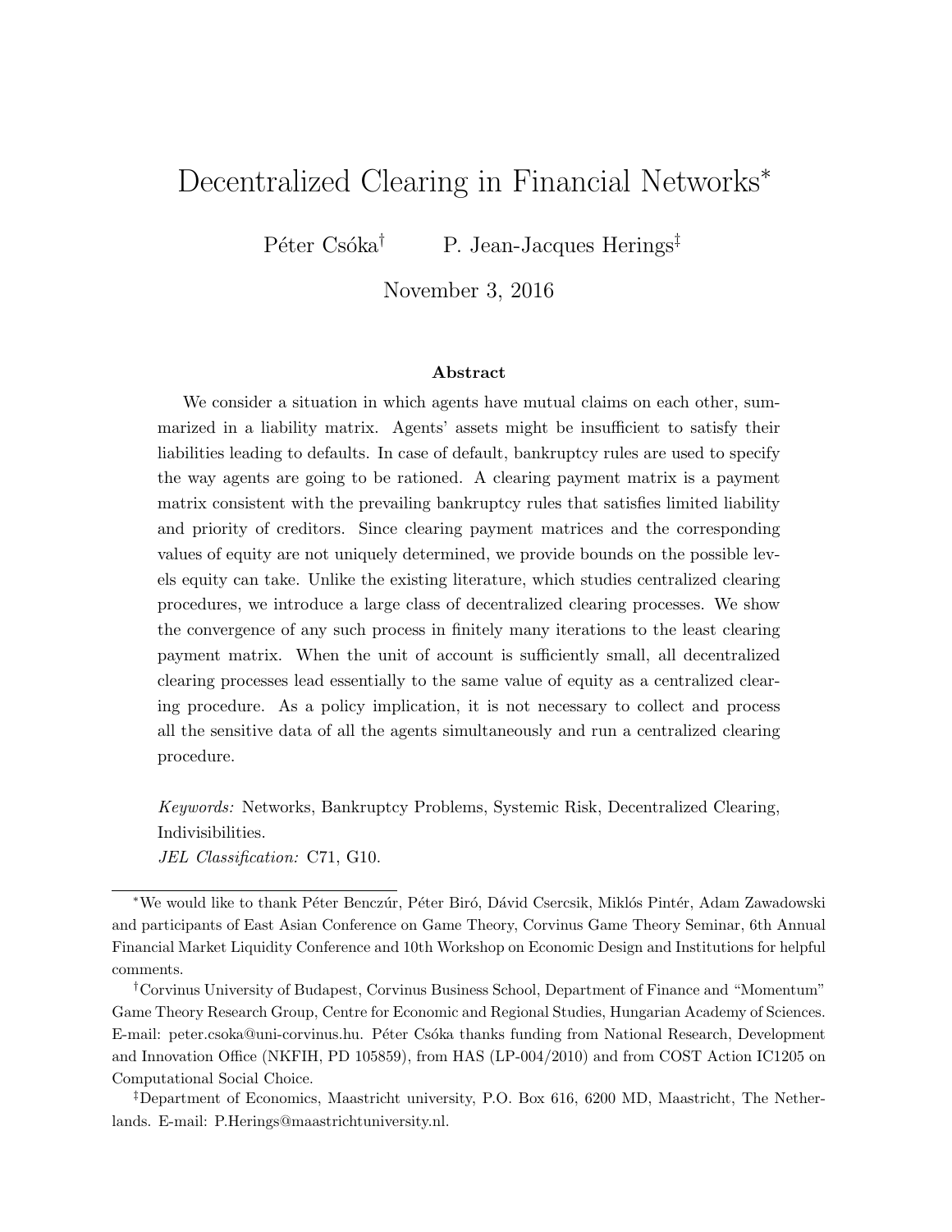# Decentralized Clearing in Financial Networks*

Péter Csóka[†] P. Jean-Jacques Herings[‡]

November 3, 2016

### Abstract

We consider a situation in which agents have mutual claims on each other, summarized in a liability matrix. Agents' assets might be insufficient to satisfy their liabilities leading to defaults. In case of default, bankruptcy rules are used to specify the way agents are going to be rationed. A clearing payment matrix is a payment matrix consistent with the prevailing bankruptcy rules that satisfies limited liability and priority of creditors. Since clearing payment matrices and the corresponding values of equity are not uniquely determined, we provide bounds on the possible levels equity can take. Unlike the existing literature, which studies centralized clearing procedures, we introduce a large class of decentralized clearing processes. We show the convergence of any such process in finitely many iterations to the least clearing payment matrix. When the unit of account is sufficiently small, all decentralized clearing processes lead essentially to the same value of equity as a centralized clearing procedure. As a policy implication, it is not necessary to collect and process all the sensitive data of all the agents simultaneously and run a centralized clearing procedure.

*Keywords:* Networks, Bankruptcy Problems, Systemic Risk, Decentralized Clearing, Indivisibilities.

*JEL Classification:* C71, G10.

---

*We would like to thank Péter Benczúr, Péter Biró, Dávid Csercsik, Miklós Pintér, Adam Zawadowski and participants of East Asian Conference on Game Theory, Corvinus Game Theory Seminar, 6th Annual Financial Market Liquidity Conference and 10th Workshop on Economic Design and Institutions for helpful comments.

[†]Corvinus University of Budapest, Corvinus Business School, Department of Finance and "Momentum" Game Theory Research Group, Centre for Economic and Regional Studies, Hungarian Academy of Sciences. E-mail: peter.csoka@uni-corvinus.hu. Péter Csóka thanks funding from National Research, Development and Innovation Office (NKFIH, PD 105859), from HAS (LP-004/2010) and from COST Action IC1205 on Computational Social Choice.

[‡]Department of Economics, Maastricht university, P.O. Box 616, 6200 MD, Maastricht, The Netherlands. E-mail: P.Herings@maastrichtuniversity.nl.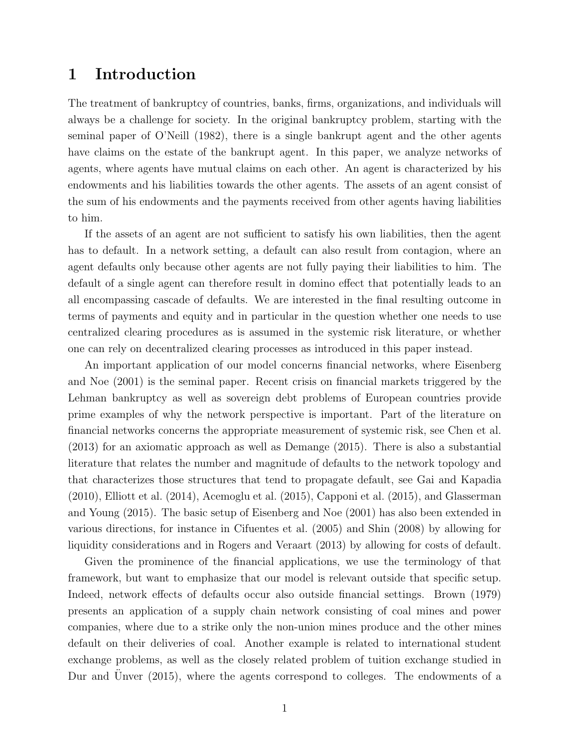# 1 Introduction

The treatment of bankruptcy of countries, banks, firms, organizations, and individuals will always be a challenge for society. In the original bankruptcy problem, starting with the seminal paper of O'Neill (1982), there is a single bankrupt agent and the other agents have claims on the estate of the bankrupt agent. In this paper, we analyze networks of agents, where agents have mutual claims on each other. An agent is characterized by his endowments and his liabilities towards the other agents. The assets of an agent consist of the sum of his endowments and the payments received from other agents having liabilities to him.

If the assets of an agent are not sufficient to satisfy his own liabilities, then the agent has to default. In a network setting, a default can also result from contagion, where an agent defaults only because other agents are not fully paying their liabilities to him. The default of a single agent can therefore result in domino effect that potentially leads to an all encompassing cascade of defaults. We are interested in the final resulting outcome in terms of payments and equity and in particular in the question whether one needs to use centralized clearing procedures as is assumed in the systemic risk literature, or whether one can rely on decentralized clearing processes as introduced in this paper instead.

An important application of our model concerns financial networks, where Eisenberg and Noe (2001) is the seminal paper. Recent crisis on financial markets triggered by the Lehman bankruptcy as well as sovereign debt problems of European countries provide prime examples of why the network perspective is important. Part of the literature on financial networks concerns the appropriate measurement of systemic risk, see Chen et al. (2013) for an axiomatic approach as well as Demange (2015). There is also a substantial literature that relates the number and magnitude of defaults to the network topology and that characterizes those structures that tend to propagate default, see Gai and Kapadia (2010), Elliott et al. (2014), Acemoglu et al. (2015), Capponi et al. (2015), and Glasserman and Young (2015). The basic setup of Eisenberg and Noe (2001) has also been extended in various directions, for instance in Cifuentes et al. (2005) and Shin (2008) by allowing for liquidity considerations and in Rogers and Veraart (2013) by allowing for costs of default.

Given the prominence of the financial applications, we use the terminology of that framework, but want to emphasize that our model is relevant outside that specific setup. Indeed, network effects of defaults occur also outside financial settings. Brown (1979) presents an application of a supply chain network consisting of coal mines and power companies, where due to a strike only the non-union mines produce and the other mines default on their deliveries of coal. Another example is related to international student exchange problems, as well as the closely related problem of tuition exchange studied in Dur and Ünver (2015), where the agents correspond to colleges. The endowments of a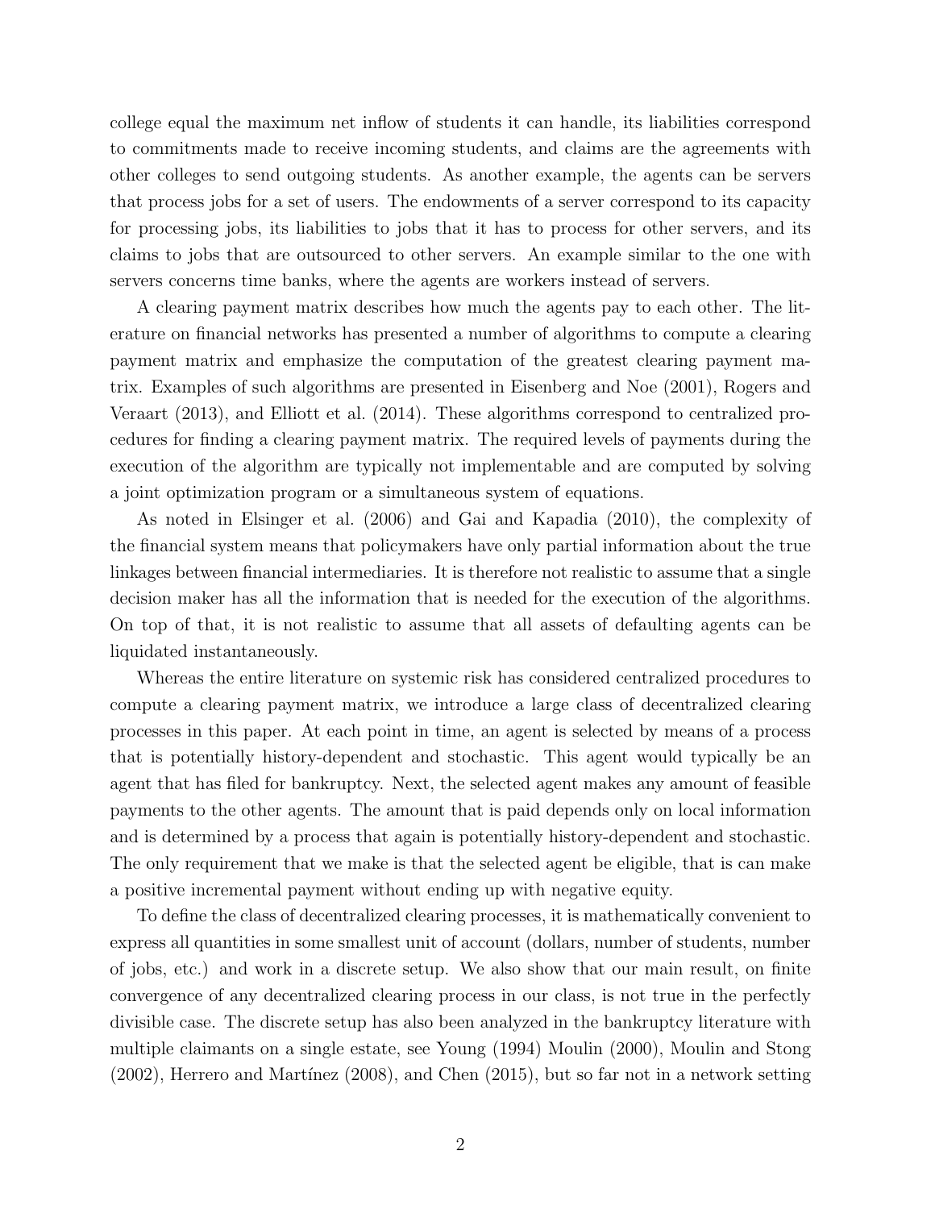college equal the maximum net inflow of students it can handle, its liabilities correspond to commitments made to receive incoming students, and claims are the agreements with other colleges to send outgoing students. As another example, the agents can be servers that process jobs for a set of users. The endowments of a server correspond to its capacity for processing jobs, its liabilities to jobs that it has to process for other servers, and its claims to jobs that are outsourced to other servers. An example similar to the one with servers concerns time banks, where the agents are workers instead of servers.

A clearing payment matrix describes how much the agents pay to each other. The literature on financial networks has presented a number of algorithms to compute a clearing payment matrix and emphasize the computation of the greatest clearing payment matrix. Examples of such algorithms are presented in Eisenberg and Noe (2001), Rogers and Veraart (2013), and Elliott et al. (2014). These algorithms correspond to centralized procedures for finding a clearing payment matrix. The required levels of payments during the execution of the algorithm are typically not implementable and are computed by solving a joint optimization program or a simultaneous system of equations.

As noted in Elsinger et al. (2006) and Gai and Kapadia (2010), the complexity of the financial system means that policymakers have only partial information about the true linkages between financial intermediaries. It is therefore not realistic to assume that a single decision maker has all the information that is needed for the execution of the algorithms. On top of that, it is not realistic to assume that all assets of defaulting agents can be liquidated instantaneously.

Whereas the entire literature on systemic risk has considered centralized procedures to compute a clearing payment matrix, we introduce a large class of decentralized clearing processes in this paper. At each point in time, an agent is selected by means of a process that is potentially history-dependent and stochastic. This agent would typically be an agent that has filed for bankruptcy. Next, the selected agent makes any amount of feasible payments to the other agents. The amount that is paid depends only on local information and is determined by a process that again is potentially history-dependent and stochastic. The only requirement that we make is that the selected agent be eligible, that is can make a positive incremental payment without ending up with negative equity.

To define the class of decentralized clearing processes, it is mathematically convenient to express all quantities in some smallest unit of account (dollars, number of students, number of jobs, etc.) and work in a discrete setup. We also show that our main result, on finite convergence of any decentralized clearing process in our class, is not true in the perfectly divisible case. The discrete setup has also been analyzed in the bankruptcy literature with multiple claimants on a single estate, see Young (1994) Moulin (2000), Moulin and Stong (2002), Herrero and Martínez (2008), and Chen (2015), but so far not in a network setting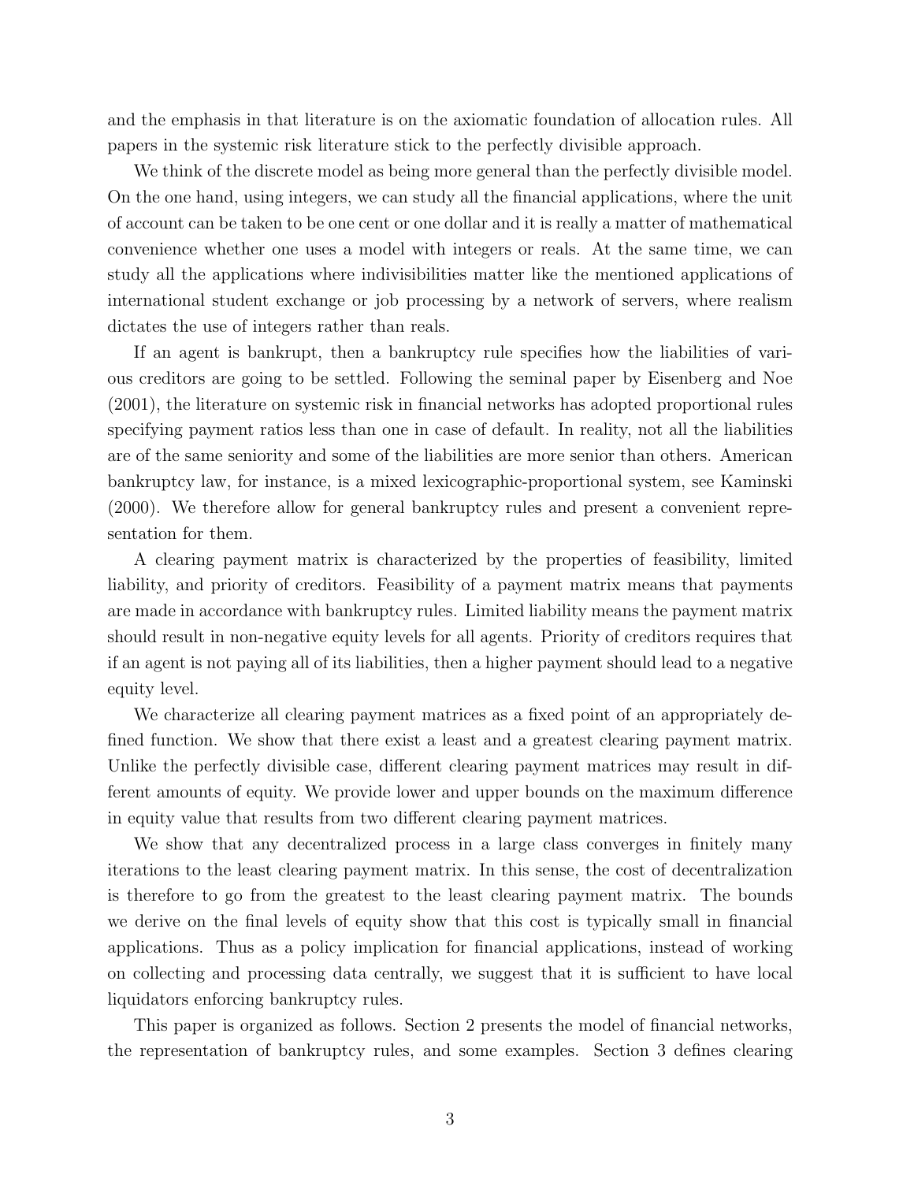and the emphasis in that literature is on the axiomatic foundation of allocation rules. All papers in the systemic risk literature stick to the perfectly divisible approach.

We think of the discrete model as being more general than the perfectly divisible model. On the one hand, using integers, we can study all the financial applications, where the unit of account can be taken to be one cent or one dollar and it is really a matter of mathematical convenience whether one uses a model with integers or reals. At the same time, we can study all the applications where indivisibilities matter like the mentioned applications of international student exchange or job processing by a network of servers, where realism dictates the use of integers rather than reals.

If an agent is bankrupt, then a bankruptcy rule specifies how the liabilities of various creditors are going to be settled. Following the seminal paper by Eisenberg and Noe (2001), the literature on systemic risk in financial networks has adopted proportional rules specifying payment ratios less than one in case of default. In reality, not all the liabilities are of the same seniority and some of the liabilities are more senior than others. American bankruptcy law, for instance, is a mixed lexicographic-proportional system, see Kaminski (2000). We therefore allow for general bankruptcy rules and present a convenient representation for them.

A clearing payment matrix is characterized by the properties of feasibility, limited liability, and priority of creditors. Feasibility of a payment matrix means that payments are made in accordance with bankruptcy rules. Limited liability means the payment matrix should result in non-negative equity levels for all agents. Priority of creditors requires that if an agent is not paying all of its liabilities, then a higher payment should lead to a negative equity level.

We characterize all clearing payment matrices as a fixed point of an appropriately defined function. We show that there exist a least and a greatest clearing payment matrix. Unlike the perfectly divisible case, different clearing payment matrices may result in different amounts of equity. We provide lower and upper bounds on the maximum difference in equity value that results from two different clearing payment matrices.

We show that any decentralized process in a large class converges in finitely many iterations to the least clearing payment matrix. In this sense, the cost of decentralization is therefore to go from the greatest to the least clearing payment matrix. The bounds we derive on the final levels of equity show that this cost is typically small in financial applications. Thus as a policy implication for financial applications, instead of working on collecting and processing data centrally, we suggest that it is sufficient to have local liquidators enforcing bankruptcy rules.

This paper is organized as follows. Section 2 presents the model of financial networks, the representation of bankruptcy rules, and some examples. Section 3 defines clearing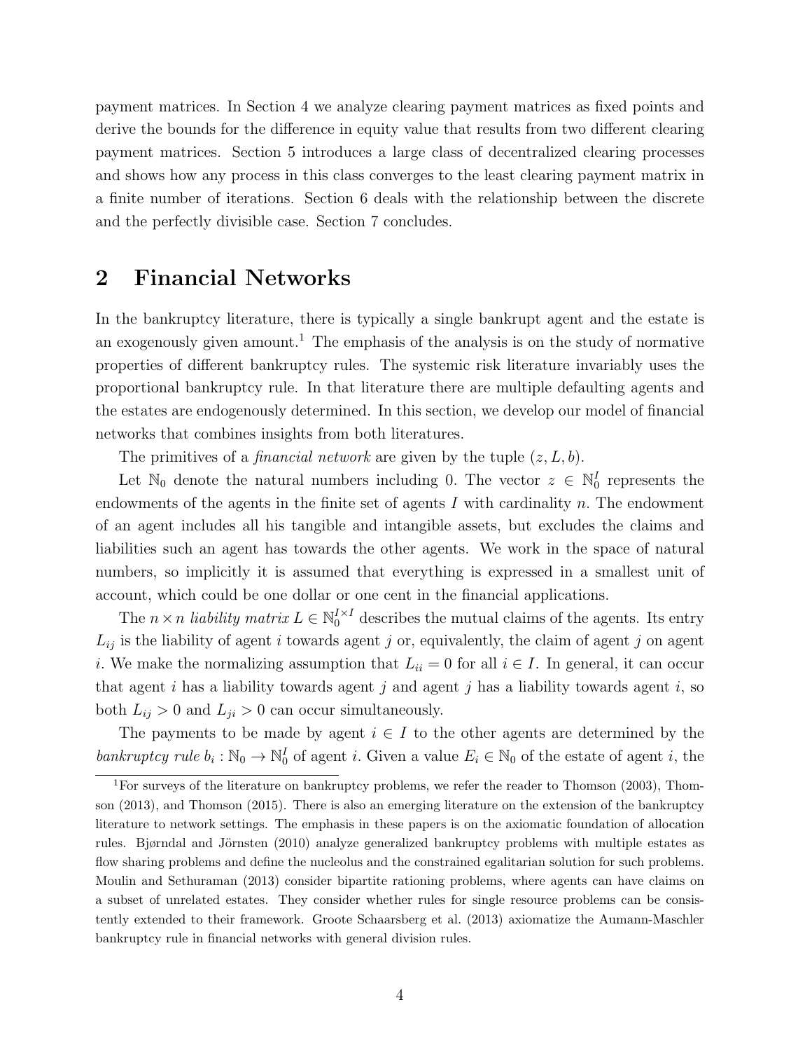payment matrices. In Section 4 we analyze clearing payment matrices as fixed points and derive the bounds for the difference in equity value that results from two different clearing payment matrices. Section 5 introduces a large class of decentralized clearing processes and shows how any process in this class converges to the least clearing payment matrix in a finite number of iterations. Section 6 deals with the relationship between the discrete and the perfectly divisible case. Section 7 concludes.

## 2 Financial Networks

In the bankruptcy literature, there is typically a single bankrupt agent and the estate is an exogenously given amount.[1] The emphasis of the analysis is on the study of normative properties of different bankruptcy rules. The systemic risk literature invariably uses the proportional bankruptcy rule. In that literature there are multiple defaulting agents and the estates are endogenously determined. In this section, we develop our model of financial networks that combines insights from both literatures.

The primitives of a *financial network* are given by the tuple $(z, L, b)$.

Let $\mathbb{N}_0$ denote the natural numbers including 0. The vector $z \in \mathbb{N}_0^I$ represents the endowments of the agents in the finite set of agents $I$ with cardinality $n$. The endowment of an agent includes all his tangible and intangible assets, but excludes the claims and liabilities such an agent has towards the other agents. We work in the space of natural numbers, so implicitly it is assumed that everything is expressed in a smallest unit of account, which could be one dollar or one cent in the financial applications.

The $n \times n$ *liability matrix* $L \in \mathbb{N}_0^{I \times I}$ describes the mutual claims of the agents. Its entry $L_{ij}$ is the liability of agent $i$ towards agent $j$ or, equivalently, the claim of agent $j$ on agent $i$. We make the normalizing assumption that $L_{ii} = 0$ for all $i \in I$. In general, it can occur that agent $i$ has a liability towards agent $j$ and agent $j$ has a liability towards agent $i$, so both $L_{ij} > 0$ and $L_{ji} > 0$ can occur simultaneously.

The payments to be made by agent $i \in I$ to the other agents are determined by the *bankruptcy rule* $b_i : \mathbb{N}_0 \to \mathbb{N}_0^I$ of agent $i$. Given a value $E_i \in \mathbb{N}_0$ of the estate of agent $i$, the

[1] For surveys of the literature on bankruptcy problems, we refer the reader to Thomson (2003), Thomson (2013), and Thomson (2015). There is also an emerging literature on the extension of the bankruptcy literature to network settings. The emphasis in these papers is on the axiomatic foundation of allocation rules. Bjørndal and Jörnsten (2010) analyze generalized bankruptcy problems with multiple estates as flow sharing problems and define the nucleolus and the constrained egalitarian solution for such problems. Moulin and Sethuraman (2013) consider bipartite rationing problems, where agents can have claims on a subset of unrelated estates. They consider whether rules for single resource problems can be consistently extended to their framework. Groote Schaarsberg et al. (2013) axiomatize the Aumann-Maschler bankruptcy rule in financial networks with general division rules.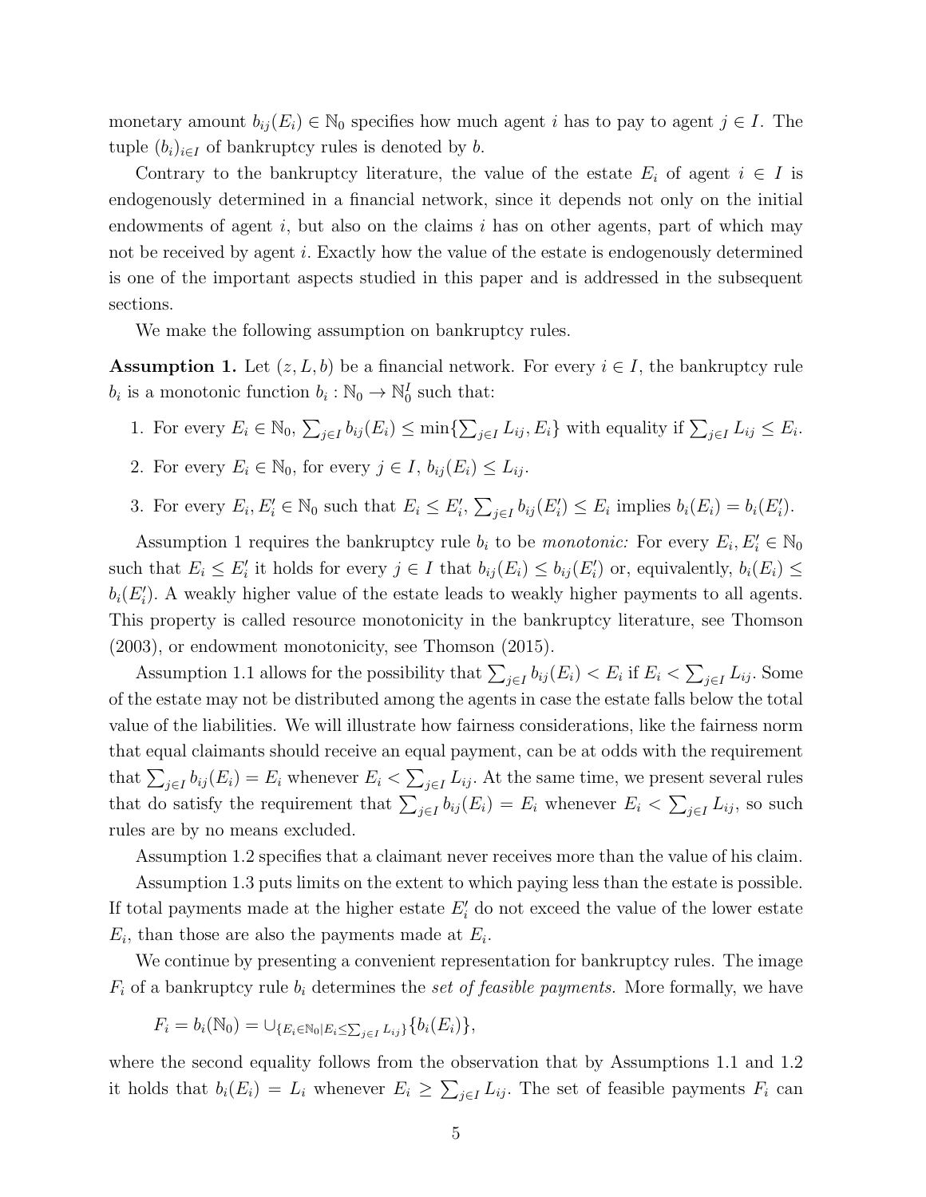monetary amount $b_{ij}(E_i) \in \mathbb{N}_0$ specifies how much agent $i$ has to pay to agent $j \in I$. The tuple $(b_i)_{i \in I}$ of bankruptcy rules is denoted by $b$.

Contrary to the bankruptcy literature, the value of the estate $E_i$ of agent $i \in I$ is endogenously determined in a financial network, since it depends not only on the initial endowments of agent $i$, but also on the claims $i$ has on other agents, part of which may not be received by agent $i$. Exactly how the value of the estate is endogenously determined is one of the important aspects studied in this paper and is addressed in the subsequent sections.

We make the following assumption on bankruptcy rules.

**Assumption 1.** Let $(z, L, b)$ be a financial network. For every $i \in I$, the bankruptcy rule $b_i$ is a monotonic function $b_i : \mathbb{N}_0 \to \mathbb{N}_0^I$ such that:

1. For every $E_i \in \mathbb{N}_0$, $\sum_{j \in I} b_{ij}(E_i) \leq \min\{\sum_{j \in I} L_{ij}, E_i\}$ with equality if $\sum_{j \in I} L_{ij} \leq E_i$.
2. For every $E_i \in \mathbb{N}_0$, for every $j \in I$, $b_{ij}(E_i) \leq L_{ij}$.
3. For every $E_i, E_i' \in \mathbb{N}_0$ such that $E_i \leq E_i'$, $\sum_{j \in I} b_{ij}(E_i') \leq E_i$ implies $b_i(E_i) = b_i(E_i')$.

Assumption 1 requires the bankruptcy rule $b_i$ to be *monotonic:* For every $E_i, E_i' \in \mathbb{N}_0$ such that $E_i \leq E_i'$ it holds for every $j \in I$ that $b_{ij}(E_i) \leq b_{ij}(E_i')$ or, equivalently, $b_i(E_i) \leq b_i(E_i')$. A weakly higher value of the estate leads to weakly higher payments to all agents. This property is called resource monotonicity in the bankruptcy literature, see Thomson (2003), or endowment monotonicity, see Thomson (2015).

Assumption 1.1 allows for the possibility that $\sum_{j \in I} b_{ij}(E_i) < E_i$ if $E_i < \sum_{j \in I} L_{ij}$. Some of the estate may not be distributed among the agents in case the estate falls below the total value of the liabilities. We will illustrate how fairness considerations, like the fairness norm that equal claimants should receive an equal payment, can be at odds with the requirement that $\sum_{j \in I} b_{ij}(E_i) = E_i$ whenever $E_i < \sum_{j \in I} L_{ij}$. At the same time, we present several rules that do satisfy the requirement that $\sum_{j \in I} b_{ij}(E_i) = E_i$ whenever $E_i < \sum_{j \in I} L_{ij}$, so such rules are by no means excluded.

Assumption 1.2 specifies that a claimant never receives more than the value of his claim.

Assumption 1.3 puts limits on the extent to which paying less than the estate is possible. If total payments made at the higher estate $E_i'$ do not exceed the value of the lower estate $E_i$, than those are also the payments made at $E_i$.

We continue by presenting a convenient representation for bankruptcy rules. The image $F_i$ of a bankruptcy rule $b_i$ determines the *set of feasible payments.* More formally, we have

$$F_i = b_i(\mathbb{N}_0) = \cup_{\{E_i \in \mathbb{N}_0 | E_i \leq \sum_{j \in I} L_{ij}\}} \{b_i(E_i)\},$$

where the second equality follows from the observation that by Assumptions 1.1 and 1.2 it holds that $b_i(E_i) = L_i$ whenever $E_i \geq \sum_{j \in I} L_{ij}$. The set of feasible payments $F_i$ can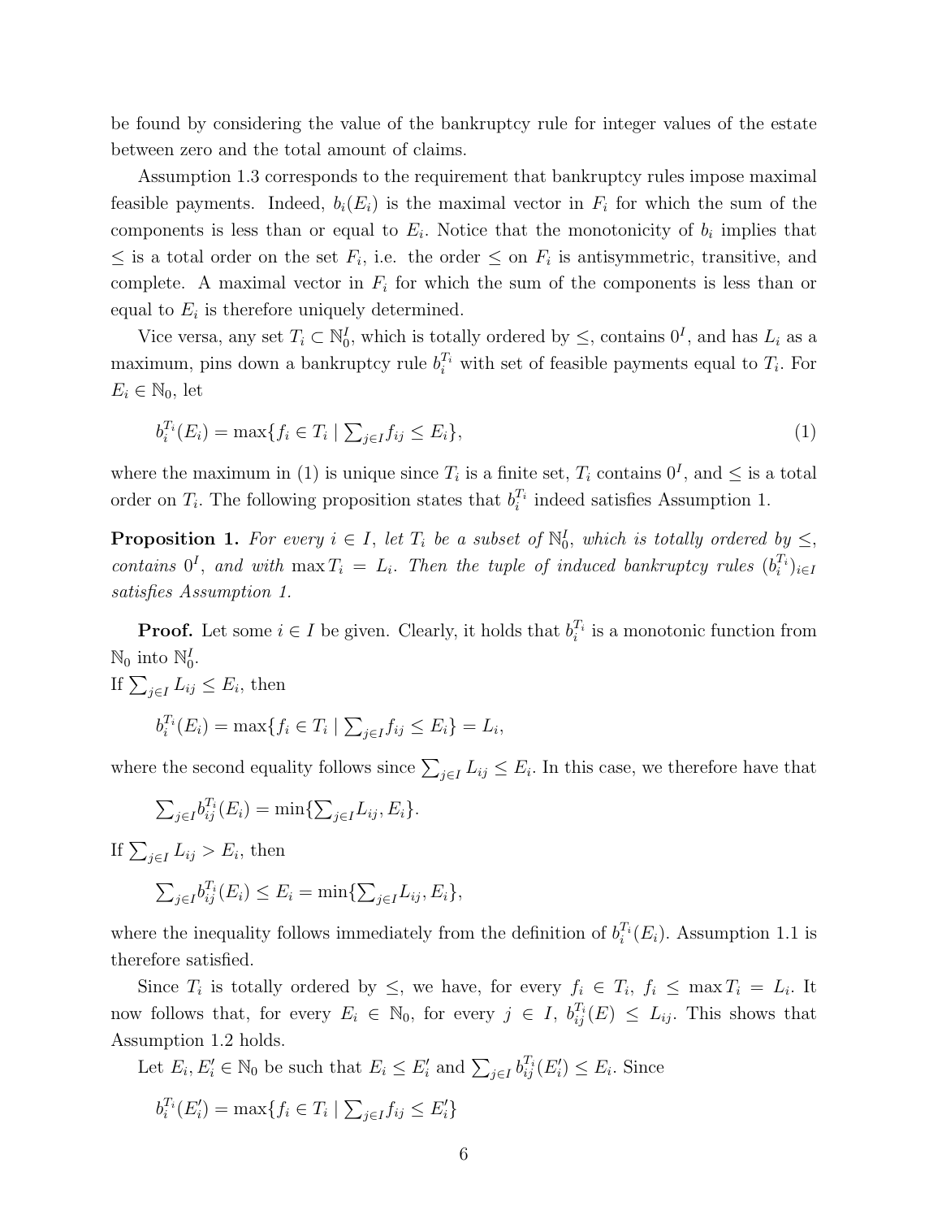be found by considering the value of the bankruptcy rule for integer values of the estate between zero and the total amount of claims.

Assumption 1.3 corresponds to the requirement that bankruptcy rules impose maximal feasible payments. Indeed, $b_i(E_i)$ is the maximal vector in $F_i$ for which the sum of the components is less than or equal to $E_i$. Notice that the monotonicity of $b_i$ implies that $\leq$ is a total order on the set $F_i$, i.e. the order $\leq$ on $F_i$ is antisymmetric, transitive, and complete. A maximal vector in $F_i$ for which the sum of the components is less than or equal to $E_i$ is therefore uniquely determined.

Vice versa, any set $T_i \subset \mathbb{N}_0^I$, which is totally ordered by $\leq$, contains $0^I$, and has $L_i$ as a maximum, pins down a bankruptcy rule $b_i^{T_i}$ with set of feasible payments equal to $T_i$. For $E_i \in \mathbb{N}_0$, let

$$b_i^{T_i}(E_i) = \max\{f_i \in T_i \mid \textstyle\sum_{j\in I} f_{ij} \leq E_i\}, \tag{1}$$

where the maximum in (1) is unique since $T_i$ is a finite set, $T_i$ contains $0^I$, and $\leq$ is a total order on $T_i$. The following proposition states that $b_i^{T_i}$ indeed satisfies Assumption 1.

**Proposition 1.** *For every $i \in I$, let $T_i$ be a subset of $\mathbb{N}_0^I$, which is totally ordered by $\leq$, contains $0^I$, and with $\max T_i = L_i$. Then the tuple of induced bankruptcy rules $(b_i^{T_i})_{i\in I}$ satisfies Assumption 1.*

**Proof.** Let some $i \in I$ be given. Clearly, it holds that $b_i^{T_i}$ is a monotonic function from $\mathbb{N}_0$ into $\mathbb{N}_0^I$.

If $\sum_{j\in I} L_{ij} \leq E_i$, then

$$b_i^{T_i}(E_i) = \max\{f_i \in T_i \mid \textstyle\sum_{j\in I} f_{ij} \leq E_i\} = L_i,$$

where the second equality follows since $\sum_{j\in I} L_{ij} \leq E_i$. In this case, we therefore have that

$$\textstyle\sum_{j\in I} b_{ij}^{T_i}(E_i) = \min\{\sum_{j\in I} L_{ij}, E_i\}.$$

If $\sum_{j\in I} L_{ij} > E_i$, then

$$\textstyle\sum_{j\in I} b_{ij}^{T_i}(E_i) \leq E_i = \min\{\sum_{j\in I} L_{ij}, E_i\},$$

where the inequality follows immediately from the definition of $b_i^{T_i}(E_i)$. Assumption 1.1 is therefore satisfied.

Since $T_i$ is totally ordered by $\leq$, we have, for every $f_i \in T_i$, $f_i \leq \max T_i = L_i$. It now follows that, for every $E_i \in \mathbb{N}_0$, for every $j \in I$, $b_{ij}^{T_i}(E) \leq L_{ij}$. This shows that Assumption 1.2 holds.

Let $E_i, E_i' \in \mathbb{N}_0$ be such that $E_i \leq E_i'$ and $\sum_{j\in I} b_{ij}^{T_i}(E_i') \leq E_i$. Since

$$b_i^{T_i}(E_i') = \max\{f_i \in T_i \mid \textstyle\sum_{j\in I} f_{ij} \leq E_i'\}$$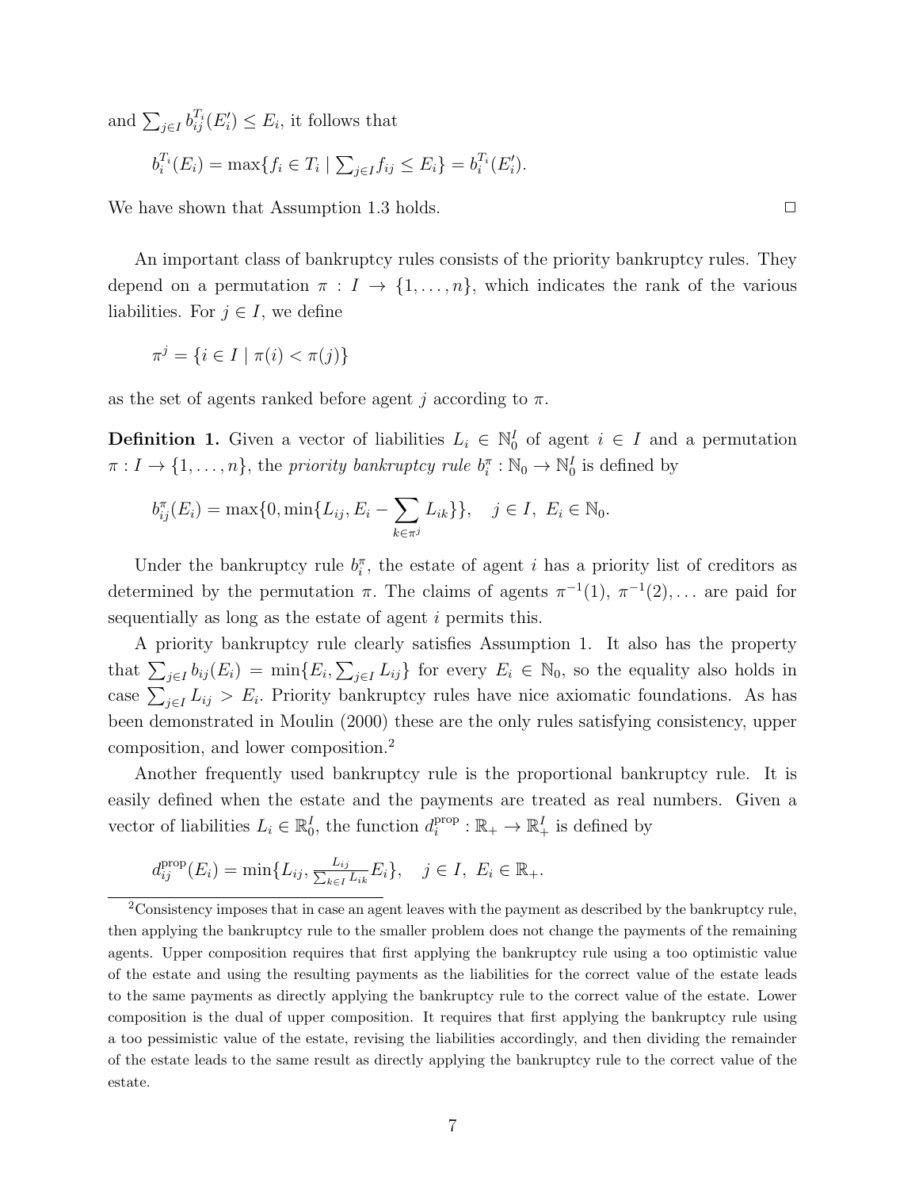and $\sum_{j \in I} b_{ij}^{T_i}(E_i') \leq E_i$, it follows that

$$b_i^{T_i}(E_i) = \max\{f_i \in T_i \mid \sum_{j \in I} f_{ij} \leq E_i\} = b_i^{T_i}(E_i').$$

We have shown that Assumption 1.3 holds. $\square$

An important class of bankruptcy rules consists of the priority bankruptcy rules. They depend on a permutation $\pi : I \to \{1, \ldots, n\}$, which indicates the rank of the various liabilities. For $j \in I$, we define

$$\pi^j = \{i \in I \mid \pi(i) < \pi(j)\}$$

as the set of agents ranked before agent $j$ according to $\pi$.

**Definition 1.** Given a vector of liabilities $L_i \in \mathbb{N}_0^I$ of agent $i \in I$ and a permutation $\pi : I \to \{1, \ldots, n\}$, the *priority bankruptcy rule* $b_i^\pi : \mathbb{N}_0 \to \mathbb{N}_0^I$ is defined by

$$b_{ij}^\pi(E_i) = \max\{0, \min\{L_{ij}, E_i - \sum_{k \in \pi^j} L_{ik}\}\}, \quad j \in I, \ E_i \in \mathbb{N}_0.$$

Under the bankruptcy rule $b_i^\pi$, the estate of agent $i$ has a priority list of creditors as determined by the permutation $\pi$. The claims of agents $\pi^{-1}(1), \pi^{-1}(2), \ldots$ are paid for sequentially as long as the estate of agent $i$ permits this.

A priority bankruptcy rule clearly satisfies Assumption 1. It also has the property that $\sum_{j \in I} b_{ij}(E_i) = \min\{E_i, \sum_{j \in I} L_{ij}\}$ for every $E_i \in \mathbb{N}_0$, so the equality also holds in case $\sum_{j \in I} L_{ij} > E_i$. Priority bankruptcy rules have nice axiomatic foundations. As has been demonstrated in Moulin (2000) these are the only rules satisfying consistency, upper composition, and lower composition.[2]

Another frequently used bankruptcy rule is the proportional bankruptcy rule. It is easily defined when the estate and the payments are treated as real numbers. Given a vector of liabilities $L_i \in \mathbb{R}_0^I$, the function $d_i^{\text{prop}} : \mathbb{R}_+ \to \mathbb{R}_+^I$ is defined by

$$d_{ij}^{\text{prop}}(E_i) = \min\{L_{ij}, \tfrac{L_{ij}}{\sum_{k \in I} L_{ik}} E_i\}, \quad j \in I, \ E_i \in \mathbb{R}_+.$$

[2] Consistency imposes that in case an agent leaves with the payment as described by the bankruptcy rule, then applying the bankruptcy rule to the smaller problem does not change the payments of the remaining agents. Upper composition requires that first applying the bankruptcy rule using a too optimistic value of the estate and using the resulting payments as the liabilities for the correct value of the estate leads to the same payments as directly applying the bankruptcy rule to the correct value of the estate. Lower composition is the dual of upper composition. It requires that first applying the bankruptcy rule using a too pessimistic value of the estate, revising the liabilities accordingly, and then dividing the remainder of the estate leads to the same result as directly applying the bankruptcy rule to the correct value of the estate.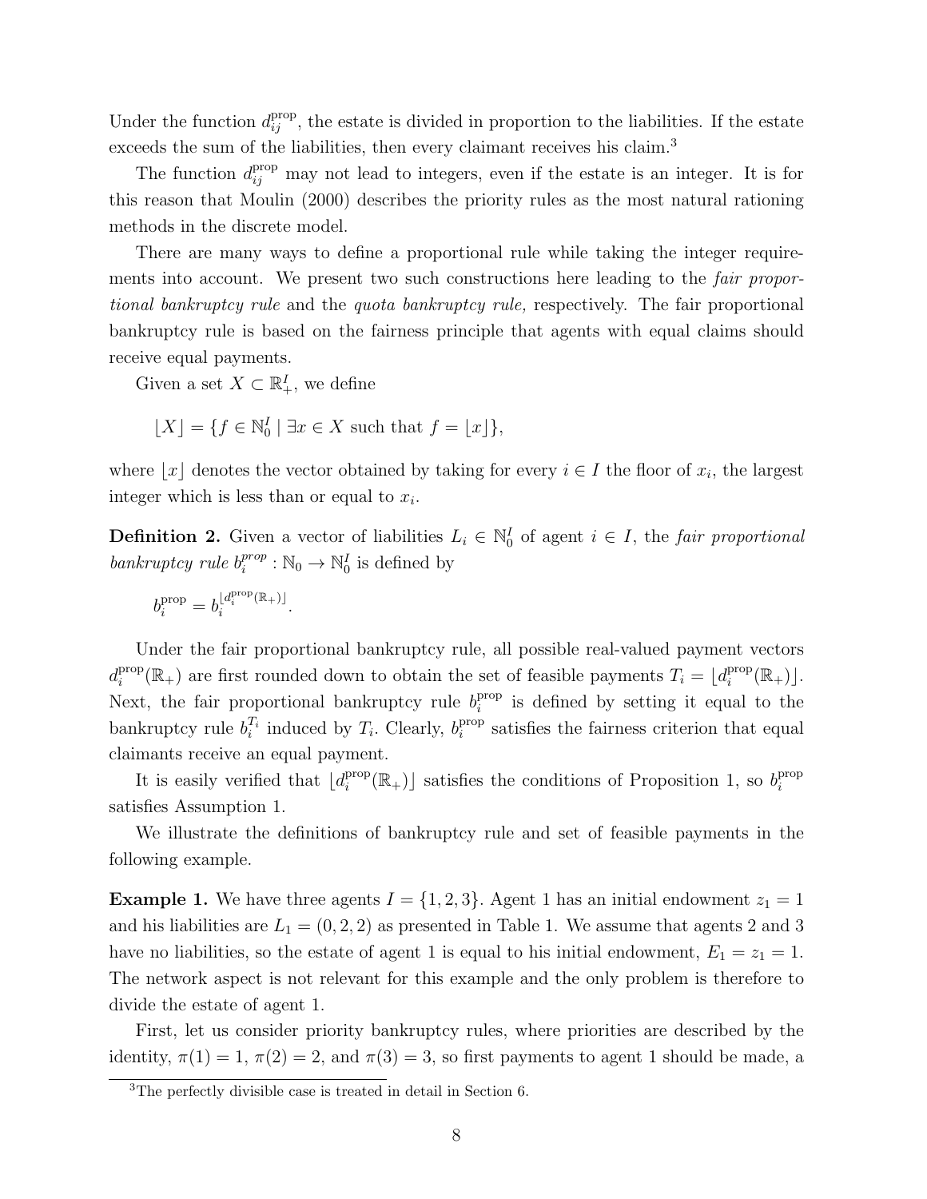Under the function $d_{ij}^{\text{prop}}$, the estate is divided in proportion to the liabilities. If the estate exceeds the sum of the liabilities, then every claimant receives his claim.[3]

The function $d_{ij}^{\text{prop}}$ may not lead to integers, even if the estate is an integer. It is for this reason that Moulin (2000) describes the priority rules as the most natural rationing methods in the discrete model.

There are many ways to define a proportional rule while taking the integer requirements into account. We present two such constructions here leading to the *fair proportional bankruptcy rule* and the *quota bankruptcy rule,* respectively. The fair proportional bankruptcy rule is based on the fairness principle that agents with equal claims should receive equal payments.

Given a set $X \subset \mathbb{R}_+^I$, we define

$$\lfloor X \rfloor = \{f \in \mathbb{N}_0^I \mid \exists x \in X \text{ such that } f = \lfloor x \rfloor\},$$

where $\lfloor x \rfloor$ denotes the vector obtained by taking for every $i \in I$ the floor of $x_i$, the largest integer which is less than or equal to $x_i$.

**Definition 2.** Given a vector of liabilities $L_i \in \mathbb{N}_0^I$ of agent $i \in I$, the *fair proportional bankruptcy rule* $b_i^{prop} : \mathbb{N}_0 \to \mathbb{N}_0^I$ is defined by

$$b_i^{\text{prop}} = b_i^{\lfloor d_i^{\text{prop}}(\mathbb{R}_+) \rfloor}.$$

Under the fair proportional bankruptcy rule, all possible real-valued payment vectors $d_i^{\text{prop}}(\mathbb{R}_+)$ are first rounded down to obtain the set of feasible payments $T_i = \lfloor d_i^{\text{prop}}(\mathbb{R}_+) \rfloor$. Next, the fair proportional bankruptcy rule $b_i^{\text{prop}}$ is defined by setting it equal to the bankruptcy rule $b_i^{T_i}$ induced by $T_i$. Clearly, $b_i^{\text{prop}}$ satisfies the fairness criterion that equal claimants receive an equal payment.

It is easily verified that $\lfloor d_i^{\text{prop}}(\mathbb{R}_+) \rfloor$ satisfies the conditions of Proposition 1, so $b_i^{\text{prop}}$ satisfies Assumption 1.

We illustrate the definitions of bankruptcy rule and set of feasible payments in the following example.

**Example 1.** We have three agents $I = \{1, 2, 3\}$. Agent 1 has an initial endowment $z_1 = 1$ and his liabilities are $L_1 = (0, 2, 2)$ as presented in Table 1. We assume that agents 2 and 3 have no liabilities, so the estate of agent 1 is equal to his initial endowment, $E_1 = z_1 = 1$. The network aspect is not relevant for this example and the only problem is therefore to divide the estate of agent 1.

First, let us consider priority bankruptcy rules, where priorities are described by the identity, $\pi(1) = 1$, $\pi(2) = 2$, and $\pi(3) = 3$, so first payments to agent 1 should be made, a

[3]The perfectly divisible case is treated in detail in Section 6.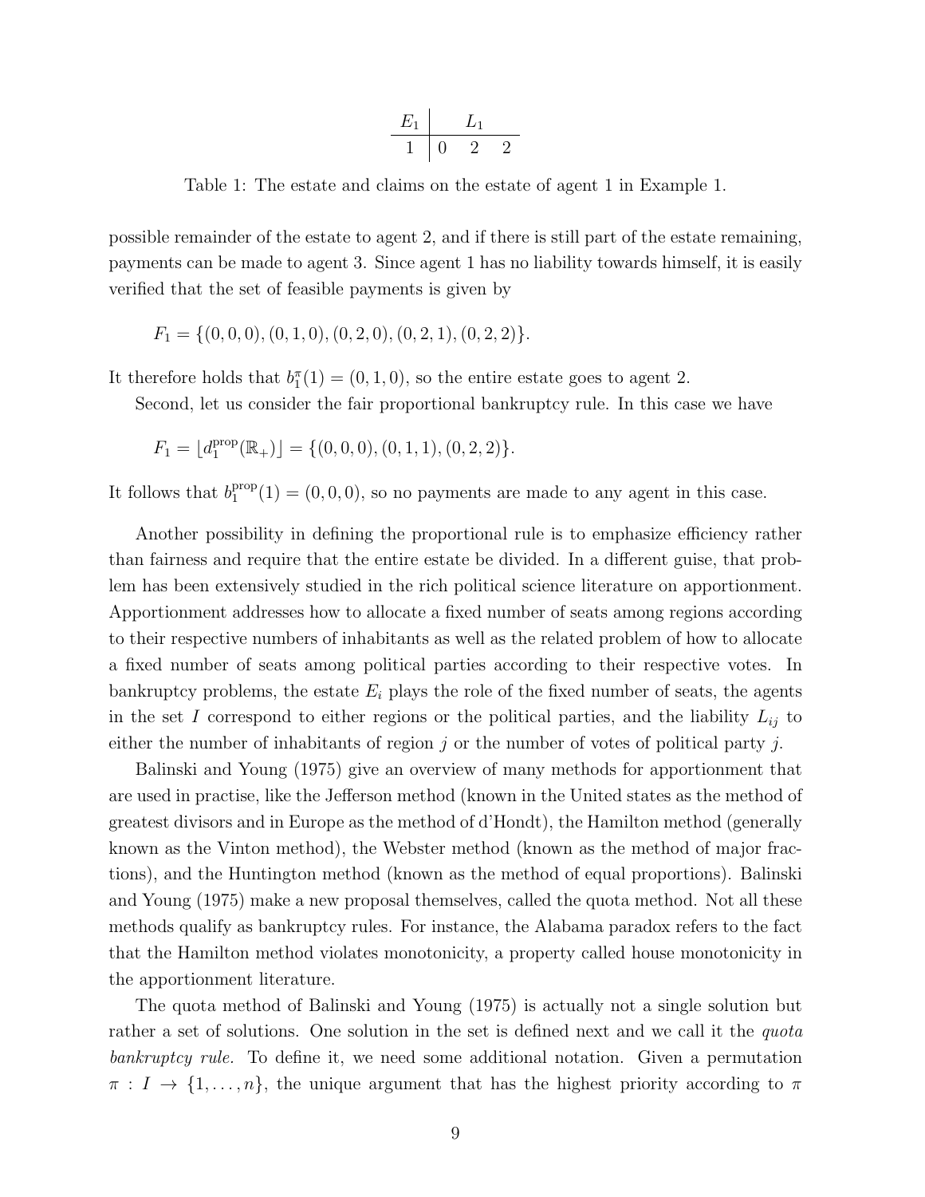| $E_1$ | $L_1$ | | |
|---|---|---|---|
| 1 | 0 | 2 | 2 |

Table 1: The estate and claims on the estate of agent 1 in Example 1.

possible remainder of the estate to agent 2, and if there is still part of the estate remaining, payments can be made to agent 3. Since agent 1 has no liability towards himself, it is easily verified that the set of feasible payments is given by

$$F_1 = \{(0, 0, 0), (0, 1, 0), (0, 2, 0), (0, 2, 1), (0, 2, 2)\}.$$

It therefore holds that $b_1^\pi(1) = (0, 1, 0)$, so the entire estate goes to agent 2.

Second, let us consider the fair proportional bankruptcy rule. In this case we have

$$F_1 = \lfloor d_1^{\text{prop}}(\mathbb{R}_+) \rfloor = \{(0, 0, 0), (0, 1, 1), (0, 2, 2)\}.$$

It follows that $b_1^{\text{prop}}(1) = (0, 0, 0)$, so no payments are made to any agent in this case.

Another possibility in defining the proportional rule is to emphasize efficiency rather than fairness and require that the entire estate be divided. In a different guise, that problem has been extensively studied in the rich political science literature on apportionment. Apportionment addresses how to allocate a fixed number of seats among regions according to their respective numbers of inhabitants as well as the related problem of how to allocate a fixed number of seats among political parties according to their respective votes. In bankruptcy problems, the estate $E_i$ plays the role of the fixed number of seats, the agents in the set $I$ correspond to either regions or the political parties, and the liability $L_{ij}$ to either the number of inhabitants of region $j$ or the number of votes of political party $j$.

Balinski and Young (1975) give an overview of many methods for apportionment that are used in practise, like the Jefferson method (known in the United states as the method of greatest divisors and in Europe as the method of d'Hondt), the Hamilton method (generally known as the Vinton method), the Webster method (known as the method of major fractions), and the Huntington method (known as the method of equal proportions). Balinski and Young (1975) make a new proposal themselves, called the quota method. Not all these methods qualify as bankruptcy rules. For instance, the Alabama paradox refers to the fact that the Hamilton method violates monotonicity, a property called house monotonicity in the apportionment literature.

The quota method of Balinski and Young (1975) is actually not a single solution but rather a set of solutions. One solution in the set is defined next and we call it the *quota bankruptcy rule.* To define it, we need some additional notation. Given a permutation $\pi : I \to \{1, \ldots, n\}$, the unique argument that has the highest priority according to $\pi$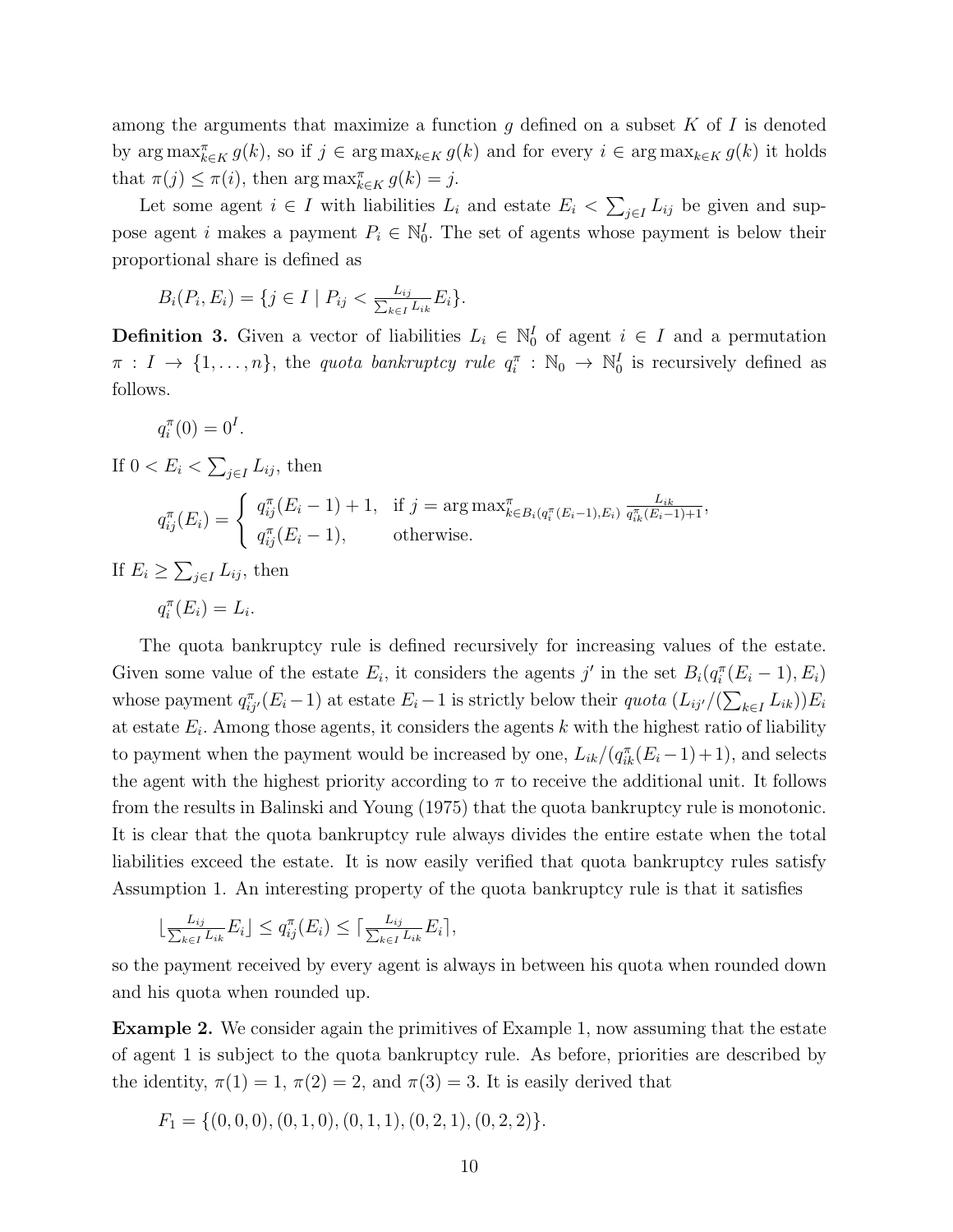among the arguments that maximize a function $g$ defined on a subset $K$ of $I$ is denoted by $\arg\max^{\pi}_{k \in K} g(k)$, so if $j \in \arg\max_{k \in K} g(k)$ and for every $i \in \arg\max_{k \in K} g(k)$ it holds that $\pi(j) \leq \pi(i)$, then $\arg\max^{\pi}_{k \in K} g(k) = j$.

Let some agent $i \in I$ with liabilities $L_i$ and estate $E_i < \sum_{j \in I} L_{ij}$ be given and suppose agent $i$ makes a payment $P_i \in \mathbb{N}^I_0$. The set of agents whose payment is below their proportional share is defined as

$$B_i(P_i, E_i) = \{j \in I \mid P_{ij} < \tfrac{L_{ij}}{\sum_{k \in I} L_{ik}} E_i\}.$$

**Definition 3.** Given a vector of liabilities $L_i \in \mathbb{N}^I_0$ of agent $i \in I$ and a permutation $\pi : I \to \{1, \ldots, n\}$, the *quota bankruptcy rule* $q^{\pi}_i : \mathbb{N}_0 \to \mathbb{N}^I_0$ is recursively defined as follows.

$$q^{\pi}_i(0) = 0^I.$$

If $0 < E_i < \sum_{j \in I} L_{ij}$, then

$$q^{\pi}_{ij}(E_i) = \begin{cases} q^{\pi}_{ij}(E_i - 1) + 1, & \text{if } j = \arg\max^{\pi}_{k \in B_i(q^{\pi}_i(E_i-1), E_i)} \frac{L_{ik}}{q^{\pi}_{ik}(E_i-1)+1}, \\ q^{\pi}_{ij}(E_i - 1), & \text{otherwise.} \end{cases}$$

If $E_i \geq \sum_{j \in I} L_{ij}$, then

$$q^{\pi}_i(E_i) = L_i.$$

The quota bankruptcy rule is defined recursively for increasing values of the estate. Given some value of the estate $E_i$, it considers the agents $j'$ in the set $B_i(q^{\pi}_i(E_i - 1), E_i)$ whose payment $q^{\pi}_{ij'}(E_i - 1)$ at estate $E_i - 1$ is strictly below their *quota* $(L_{ij'}/(\sum_{k \in I} L_{ik}))E_i$ at estate $E_i$. Among those agents, it considers the agents $k$ with the highest ratio of liability to payment when the payment would be increased by one, $L_{ik}/(q^{\pi}_{ik}(E_i - 1) + 1)$, and selects the agent with the highest priority according to $\pi$ to receive the additional unit. It follows from the results in Balinski and Young (1975) that the quota bankruptcy rule is monotonic. It is clear that the quota bankruptcy rule always divides the entire estate when the total liabilities exceed the estate. It is now easily verified that quota bankruptcy rules satisfy Assumption 1. An interesting property of the quota bankruptcy rule is that it satisfies

$$\lfloor \tfrac{L_{ij}}{\sum_{k \in I} L_{ik}} E_i \rfloor \leq q^{\pi}_{ij}(E_i) \leq \lceil \tfrac{L_{ij}}{\sum_{k \in I} L_{ik}} E_i \rceil,$$

so the payment received by every agent is always in between his quota when rounded down and his quota when rounded up.

**Example 2.** We consider again the primitives of Example 1, now assuming that the estate of agent 1 is subject to the quota bankruptcy rule. As before, priorities are described by the identity, $\pi(1) = 1$, $\pi(2) = 2$, and $\pi(3) = 3$. It is easily derived that

$$F_1 = \{(0, 0, 0), (0, 1, 0), (0, 1, 1), (0, 2, 1), (0, 2, 2)\}.$$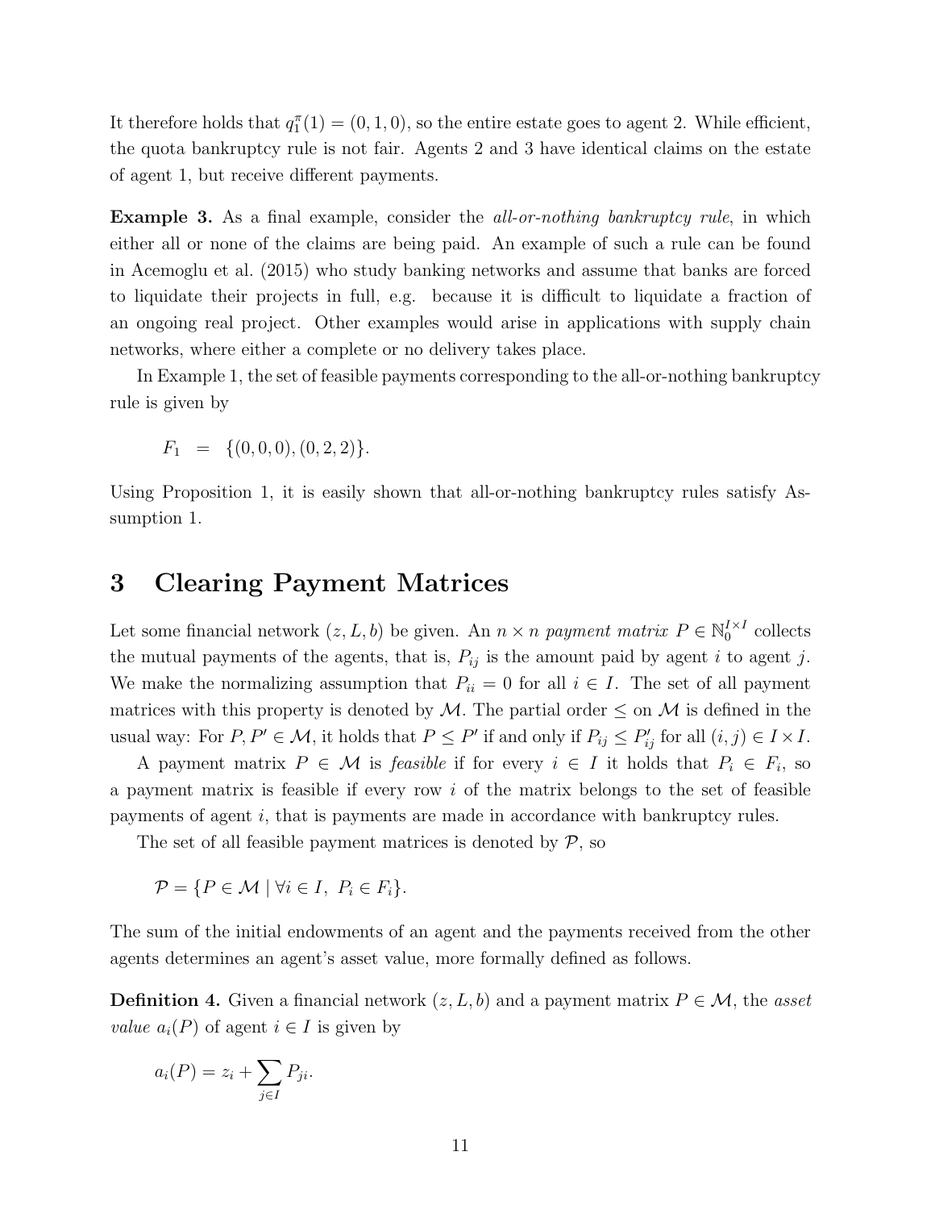It therefore holds that $q_1^\pi(1) = (0, 1, 0)$, so the entire estate goes to agent 2. While efficient, the quota bankruptcy rule is not fair. Agents 2 and 3 have identical claims on the estate of agent 1, but receive different payments.

**Example 3.** As a final example, consider the *all-or-nothing bankruptcy rule*, in which either all or none of the claims are being paid. An example of such a rule can be found in Acemoglu et al. (2015) who study banking networks and assume that banks are forced to liquidate their projects in full, e.g. because it is difficult to liquidate a fraction of an ongoing real project. Other examples would arise in applications with supply chain networks, where either a complete or no delivery takes place.

In Example 1, the set of feasible payments corresponding to the all-or-nothing bankruptcy rule is given by

$$F_1 \quad = \quad \{(0, 0, 0), (0, 2, 2)\}.$$

Using Proposition 1, it is easily shown that all-or-nothing bankruptcy rules satisfy Assumption 1.

# 3 Clearing Payment Matrices

Let some financial network $(z, L, b)$ be given. An $n \times n$ *payment matrix* $P \in \mathbb{N}_0^{I \times I}$ collects the mutual payments of the agents, that is, $P_{ij}$ is the amount paid by agent $i$ to agent $j$. We make the normalizing assumption that $P_{ii} = 0$ for all $i \in I$. The set of all payment matrices with this property is denoted by $\mathcal{M}$. The partial order $\leq$ on $\mathcal{M}$ is defined in the usual way: For $P, P' \in \mathcal{M}$, it holds that $P \leq P'$ if and only if $P_{ij} \leq P'_{ij}$ for all $(i, j) \in I \times I$.

A payment matrix $P \in \mathcal{M}$ is *feasible* if for every $i \in I$ it holds that $P_i \in F_i$, so a payment matrix is feasible if every row $i$ of the matrix belongs to the set of feasible payments of agent $i$, that is payments are made in accordance with bankruptcy rules.

The set of all feasible payment matrices is denoted by $\mathcal{P}$, so

$$\mathcal{P} = \{P \in \mathcal{M} \mid \forall i \in I, \ P_i \in F_i\}.$$

The sum of the initial endowments of an agent and the payments received from the other agents determines an agent's asset value, more formally defined as follows.

**Definition 4.** Given a financial network $(z, L, b)$ and a payment matrix $P \in \mathcal{M}$, the *asset value* $a_i(P)$ of agent $i \in I$ is given by

$$a_i(P) = z_i + \sum_{j \in I} P_{ji}.$$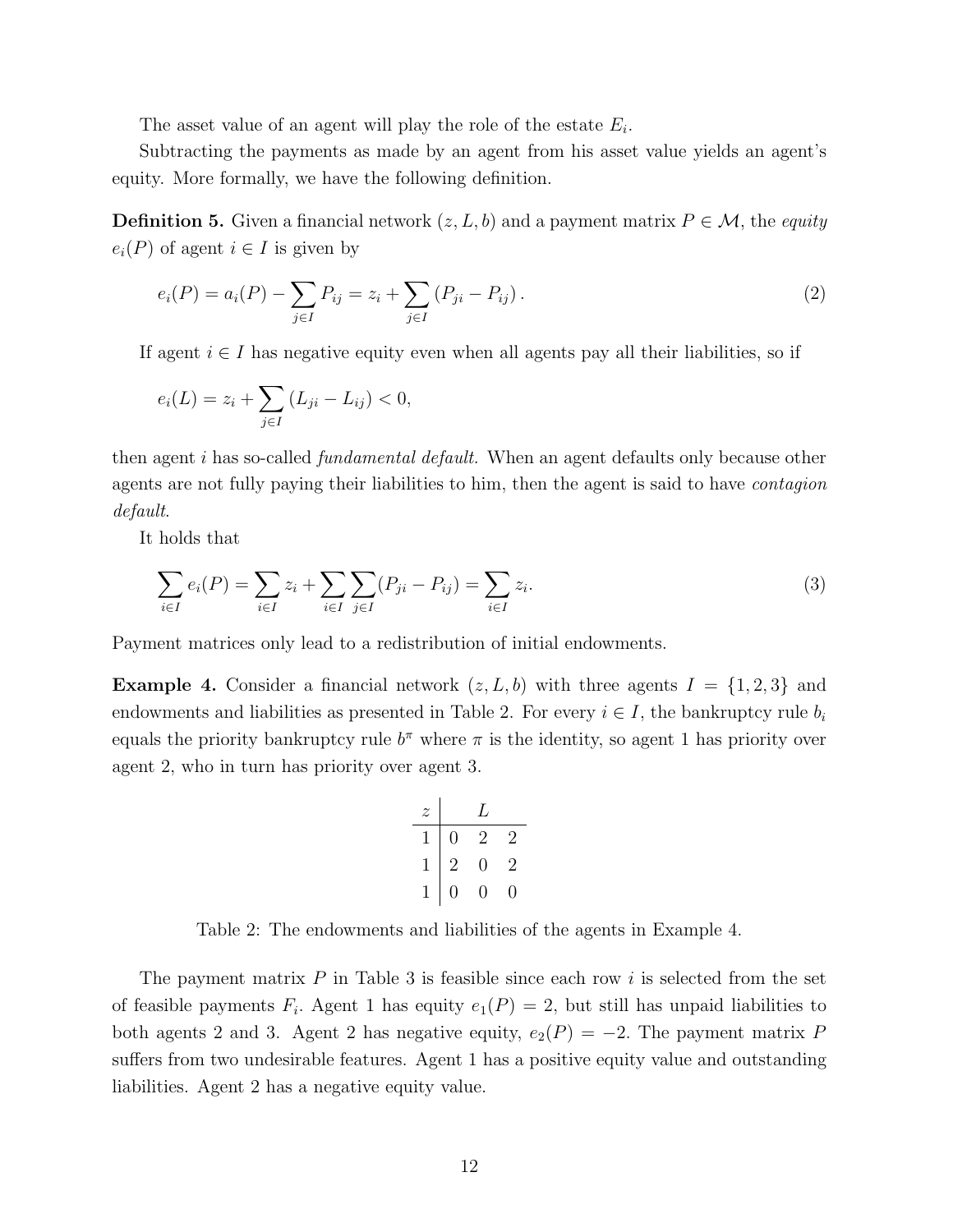The asset value of an agent will play the role of the estate $E_i$.

Subtracting the payments as made by an agent from his asset value yields an agent's equity. More formally, we have the following definition.

**Definition 5.** Given a financial network $(z, L, b)$ and a payment matrix $P \in \mathcal{M}$, the *equity* $e_i(P)$ of agent $i \in I$ is given by

$$e_i(P) = a_i(P) - \sum_{j \in I} P_{ij} = z_i + \sum_{j \in I} (P_{ji} - P_{ij}). \tag{2}$$

If agent $i \in I$ has negative equity even when all agents pay all their liabilities, so if

$$e_i(L) = z_i + \sum_{j \in I} (L_{ji} - L_{ij}) < 0,$$

then agent $i$ has so-called *fundamental default.* When an agent defaults only because other agents are not fully paying their liabilities to him, then the agent is said to have *contagion default*.

It holds that

$$\sum_{i \in I} e_i(P) = \sum_{i \in I} z_i + \sum_{i \in I} \sum_{j \in I} (P_{ji} - P_{ij}) = \sum_{i \in I} z_i. \tag{3}$$

Payment matrices only lead to a redistribution of initial endowments.

**Example 4.** Consider a financial network $(z, L, b)$ with three agents $I = \{1, 2, 3\}$ and endowments and liabilities as presented in Table 2. For every $i \in I$, the bankruptcy rule $b_i$ equals the priority bankruptcy rule $b^\pi$ where $\pi$ is the identity, so agent 1 has priority over agent 2, who in turn has priority over agent 3.

| $z$ | $L$ | | |
|---|---|---|---|
| 1 | 0 | 2 | 2 |
| 1 | 2 | 0 | 2 |
| 1 | 0 | 0 | 0 |

Table 2: The endowments and liabilities of the agents in Example 4.

The payment matrix $P$ in Table 3 is feasible since each row $i$ is selected from the set of feasible payments $F_i$. Agent 1 has equity $e_1(P) = 2$, but still has unpaid liabilities to both agents 2 and 3. Agent 2 has negative equity, $e_2(P) = -2$. The payment matrix $P$ suffers from two undesirable features. Agent 1 has a positive equity value and outstanding liabilities. Agent 2 has a negative equity value.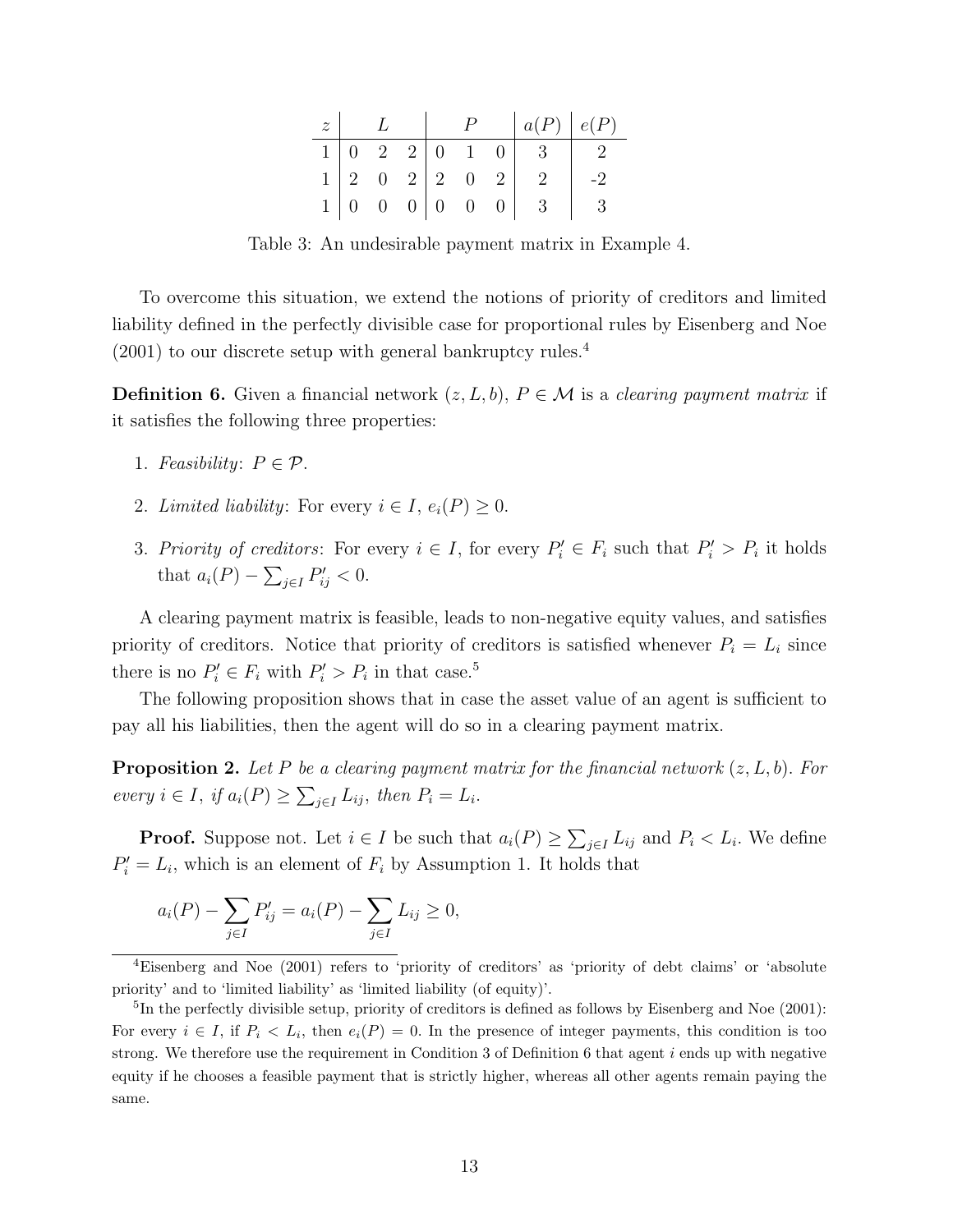| $z$ | $L$ | | | $P$ | | | $a(P)$ | $e(P)$ |
|---|---|---|---|---|---|---|---|---|
| 1 | 0 | 2 | 2 | 0 | 1 | 0 | 3 | 2 |
| 1 | 2 | 0 | 2 | 2 | 0 | 2 | 2 | -2 |
| 1 | 0 | 0 | 0 | 0 | 0 | 0 | 3 | 3 |

Table 3: An undesirable payment matrix in Example 4.

To overcome this situation, we extend the notions of priority of creditors and limited liability defined in the perfectly divisible case for proportional rules by Eisenberg and Noe (2001) to our discrete setup with general bankruptcy rules.[4]

**Definition 6.** Given a financial network $(z, L, b)$, $P \in \mathcal{M}$ is a *clearing payment matrix* if it satisfies the following three properties:

1. *Feasibility*: $P \in \mathcal{P}$.
2. *Limited liability*: For every $i \in I$, $e_i(P) \geq 0$.
3. *Priority of creditors*: For every $i \in I$, for every $P'_i \in F_i$ such that $P'_i > P_i$ it holds that $a_i(P) - \sum_{j \in I} P'_{ij} < 0$.

A clearing payment matrix is feasible, leads to non-negative equity values, and satisfies priority of creditors. Notice that priority of creditors is satisfied whenever $P_i = L_i$ since there is no $P'_i \in F_i$ with $P'_i > P_i$ in that case.[5]

The following proposition shows that in case the asset value of an agent is sufficient to pay all his liabilities, then the agent will do so in a clearing payment matrix.

**Proposition 2.** *Let $P$ be a clearing payment matrix for the financial network $(z, L, b)$. For every $i \in I$, if $a_i(P) \geq \sum_{j \in I} L_{ij}$, then $P_i = L_i$.*

**Proof.** Suppose not. Let $i \in I$ be such that $a_i(P) \geq \sum_{j \in I} L_{ij}$ and $P_i < L_i$. We define $P'_i = L_i$, which is an element of $F_i$ by Assumption 1. It holds that

$$a_i(P) - \sum_{j \in I} P'_{ij} = a_i(P) - \sum_{j \in I} L_{ij} \geq 0,$$

[4] Eisenberg and Noe (2001) refers to 'priority of creditors' as 'priority of debt claims' or 'absolute priority' and to 'limited liability' as 'limited liability (of equity)'.

[5] In the perfectly divisible setup, priority of creditors is defined as follows by Eisenberg and Noe (2001): For every $i \in I$, if $P_i < L_i$, then $e_i(P) = 0$. In the presence of integer payments, this condition is too strong. We therefore use the requirement in Condition 3 of Definition 6 that agent $i$ ends up with negative equity if he chooses a feasible payment that is strictly higher, whereas all other agents remain paying the same.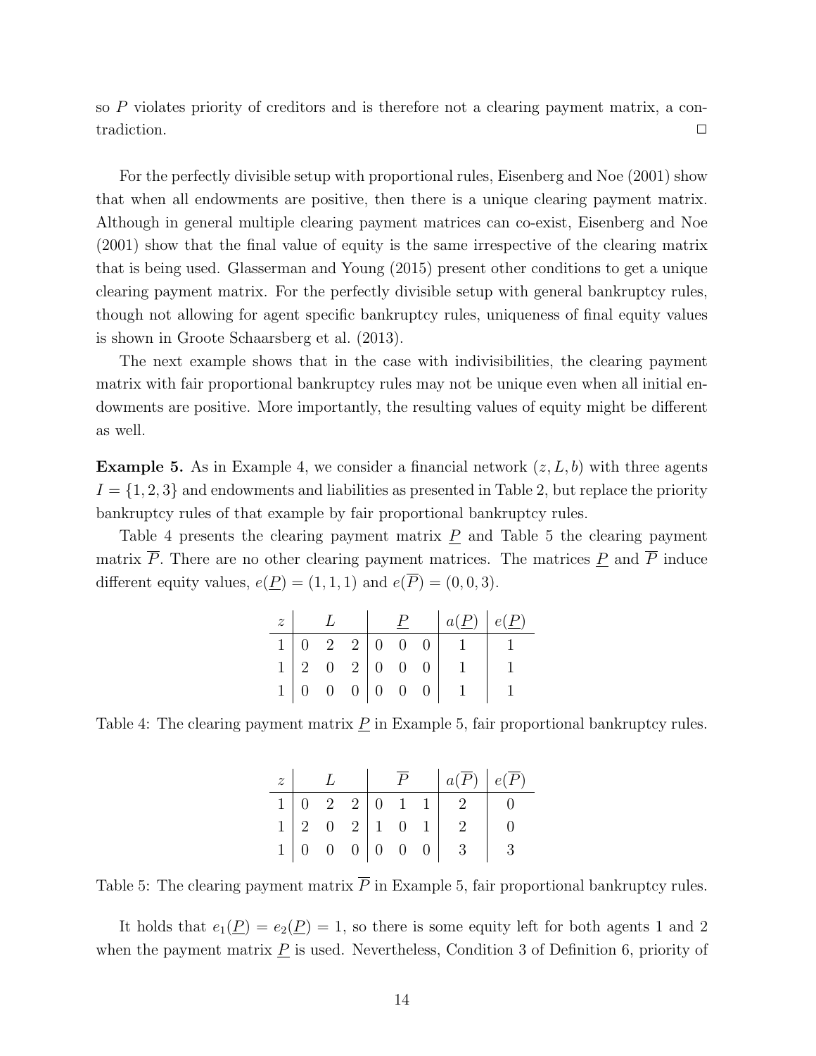so $P$ violates priority of creditors and is therefore not a clearing payment matrix, a contradiction. □

For the perfectly divisible setup with proportional rules, Eisenberg and Noe (2001) show that when all endowments are positive, then there is a unique clearing payment matrix. Although in general multiple clearing payment matrices can co-exist, Eisenberg and Noe (2001) show that the final value of equity is the same irrespective of the clearing matrix that is being used. Glasserman and Young (2015) present other conditions to get a unique clearing payment matrix. For the perfectly divisible setup with general bankruptcy rules, though not allowing for agent specific bankruptcy rules, uniqueness of final equity values is shown in Groote Schaarsberg et al. (2013).

The next example shows that in the case with indivisibilities, the clearing payment matrix with fair proportional bankruptcy rules may not be unique even when all initial endowments are positive. More importantly, the resulting values of equity might be different as well.

**Example 5.** As in Example 4, we consider a financial network $(z, L, b)$ with three agents $I = \{1, 2, 3\}$ and endowments and liabilities as presented in Table 2, but replace the priority bankruptcy rules of that example by fair proportional bankruptcy rules.

Table 4 presents the clearing payment matrix $\underline{P}$ and Table 5 the clearing payment matrix $\overline{P}$. There are no other clearing payment matrices. The matrices $\underline{P}$ and $\overline{P}$ induce different equity values, $e(\underline{P}) = (1, 1, 1)$ and $e(\overline{P}) = (0, 0, 3)$.

| $z$ | $L$ | | | $\underline{P}$ | | | $a(\underline{P})$ | $e(\underline{P})$ |
|---|---|---|---|---|---|---|---|---|
| 1 | 0 | 2 | 2 | 0 | 0 | 0 | 1 | 1 |
| 1 | 2 | 0 | 2 | 0 | 0 | 0 | 1 | 1 |
| 1 | 0 | 0 | 0 | 0 | 0 | 0 | 1 | 1 |

Table 4: The clearing payment matrix $\underline{P}$ in Example 5, fair proportional bankruptcy rules.

| $z$ | $L$ | | | $\overline{P}$ | | | $a(\overline{P})$ | $e(\overline{P})$ |
|---|---|---|---|---|---|---|---|---|
| 1 | 0 | 2 | 2 | 0 | 1 | 1 | 2 | 0 |
| 1 | 2 | 0 | 2 | 1 | 0 | 1 | 2 | 0 |
| 1 | 0 | 0 | 0 | 0 | 0 | 0 | 3 | 3 |

Table 5: The clearing payment matrix $\overline{P}$ in Example 5, fair proportional bankruptcy rules.

It holds that $e_1(\underline{P}) = e_2(\underline{P}) = 1$, so there is some equity left for both agents 1 and 2 when the payment matrix $\underline{P}$ is used. Nevertheless, Condition 3 of Definition 6, priority of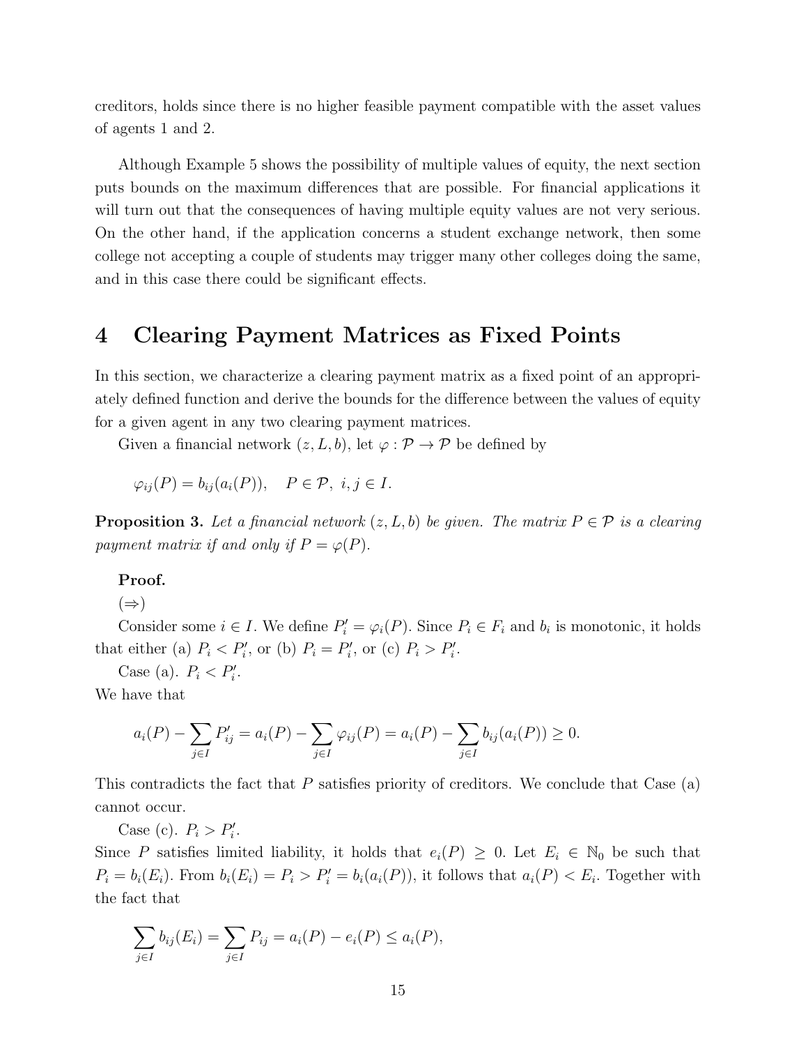creditors, holds since there is no higher feasible payment compatible with the asset values of agents 1 and 2.

Although Example 5 shows the possibility of multiple values of equity, the next section puts bounds on the maximum differences that are possible. For financial applications it will turn out that the consequences of having multiple equity values are not very serious. On the other hand, if the application concerns a student exchange network, then some college not accepting a couple of students may trigger many other colleges doing the same, and in this case there could be significant effects.

# 4 Clearing Payment Matrices as Fixed Points

In this section, we characterize a clearing payment matrix as a fixed point of an appropriately defined function and derive the bounds for the difference between the values of equity for a given agent in any two clearing payment matrices.

Given a financial network $(z, L, b)$, let $\varphi : \mathcal{P} \to \mathcal{P}$ be defined by

$$\varphi_{ij}(P) = b_{ij}(a_i(P)), \quad P \in \mathcal{P},\ i, j \in I.$$

**Proposition 3.** *Let a financial network $(z, L, b)$ be given. The matrix $P \in \mathcal{P}$ is a clearing payment matrix if and only if $P = \varphi(P)$.*

**Proof.**

$(\Rightarrow)$

Consider some $i \in I$. We define $P'_i = \varphi_i(P)$. Since $P_i \in F_i$ and $b_i$ is monotonic, it holds that either (a) $P_i < P'_i$, or (b) $P_i = P'_i$, or (c) $P_i > P'_i$.

Case (a). $P_i < P'_i$.

We have that

$$a_i(P) - \sum_{j \in I} P'_{ij} = a_i(P) - \sum_{j \in I} \varphi_{ij}(P) = a_i(P) - \sum_{j \in I} b_{ij}(a_i(P)) \geq 0.$$

This contradicts the fact that $P$ satisfies priority of creditors. We conclude that Case (a) cannot occur.

Case (c). $P_i > P'_i$.

Since $P$ satisfies limited liability, it holds that $e_i(P) \geq 0$. Let $E_i \in \mathbb{N}_0$ be such that $P_i = b_i(E_i)$. From $b_i(E_i) = P_i > P'_i = b_i(a_i(P))$, it follows that $a_i(P) < E_i$. Together with the fact that

$$\sum_{j \in I} b_{ij}(E_i) = \sum_{j \in I} P_{ij} = a_i(P) - e_i(P) \leq a_i(P),$$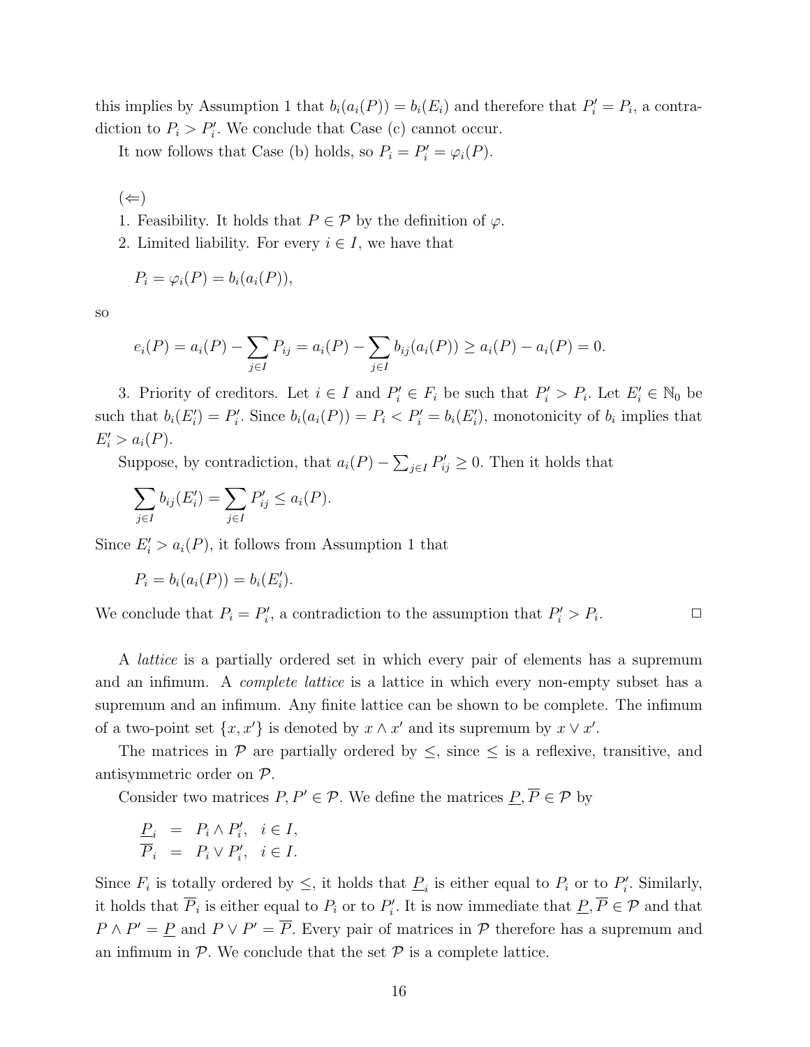this implies by Assumption 1 that $b_i(a_i(P)) = b_i(E_i)$ and therefore that $P_i' = P_i$, a contradiction to $P_i > P_i'$. We conclude that Case (c) cannot occur.

It now follows that Case (b) holds, so $P_i = P_i' = \varphi_i(P)$.

($\Leftarrow$)

1. Feasibility. It holds that $P \in \mathcal{P}$ by the definition of $\varphi$.

2. Limited liability. For every $i \in I$, we have that

$$P_i = \varphi_i(P) = b_i(a_i(P)),$$

so

$$e_i(P) = a_i(P) - \sum_{j \in I} P_{ij} = a_i(P) - \sum_{j \in I} b_{ij}(a_i(P)) \geq a_i(P) - a_i(P) = 0.$$

3. Priority of creditors. Let $i \in I$ and $P_i' \in F_i$ be such that $P_i' > P_i$. Let $E_i' \in \mathbb{N}_0$ be such that $b_i(E_i') = P_i'$. Since $b_i(a_i(P)) = P_i < P_i' = b_i(E_i')$, monotonicity of $b_i$ implies that $E_i' > a_i(P)$.

Suppose, by contradiction, that $a_i(P) - \sum_{j \in I} P_{ij}' \geq 0$. Then it holds that

$$\sum_{j \in I} b_{ij}(E_i') = \sum_{j \in I} P_{ij}' \leq a_i(P).$$

Since $E_i' > a_i(P)$, it follows from Assumption 1 that

$$P_i = b_i(a_i(P)) = b_i(E_i').$$

We conclude that $P_i = P_i'$, a contradiction to the assumption that $P_i' > P_i$. $\square$

A *lattice* is a partially ordered set in which every pair of elements has a supremum and an infimum. A *complete lattice* is a lattice in which every non-empty subset has a supremum and an infimum. Any finite lattice can be shown to be complete. The infimum of a two-point set $\{x, x'\}$ is denoted by $x \wedge x'$ and its supremum by $x \vee x'$.

The matrices in $\mathcal{P}$ are partially ordered by $\leq$, since $\leq$ is a reflexive, transitive, and antisymmetric order on $\mathcal{P}$.

Consider two matrices $P, P' \in \mathcal{P}$. We define the matrices $\underline{P}, \overline{P} \in \mathcal{P}$ by

$$\begin{aligned} \underline{P}_i &= P_i \wedge P_i', \quad i \in I, \\ \overline{P}_i &= P_i \vee P_i', \quad i \in I. \end{aligned}$$

Since $F_i$ is totally ordered by $\leq$, it holds that $\underline{P}_i$ is either equal to $P_i$ or to $P_i'$. Similarly, it holds that $\overline{P}_i$ is either equal to $P_i$ or to $P_i'$. It is now immediate that $\underline{P}, \overline{P} \in \mathcal{P}$ and that $P \wedge P' = \underline{P}$ and $P \vee P' = \overline{P}$. Every pair of matrices in $\mathcal{P}$ therefore has a supremum and an infimum in $\mathcal{P}$. We conclude that the set $\mathcal{P}$ is a complete lattice.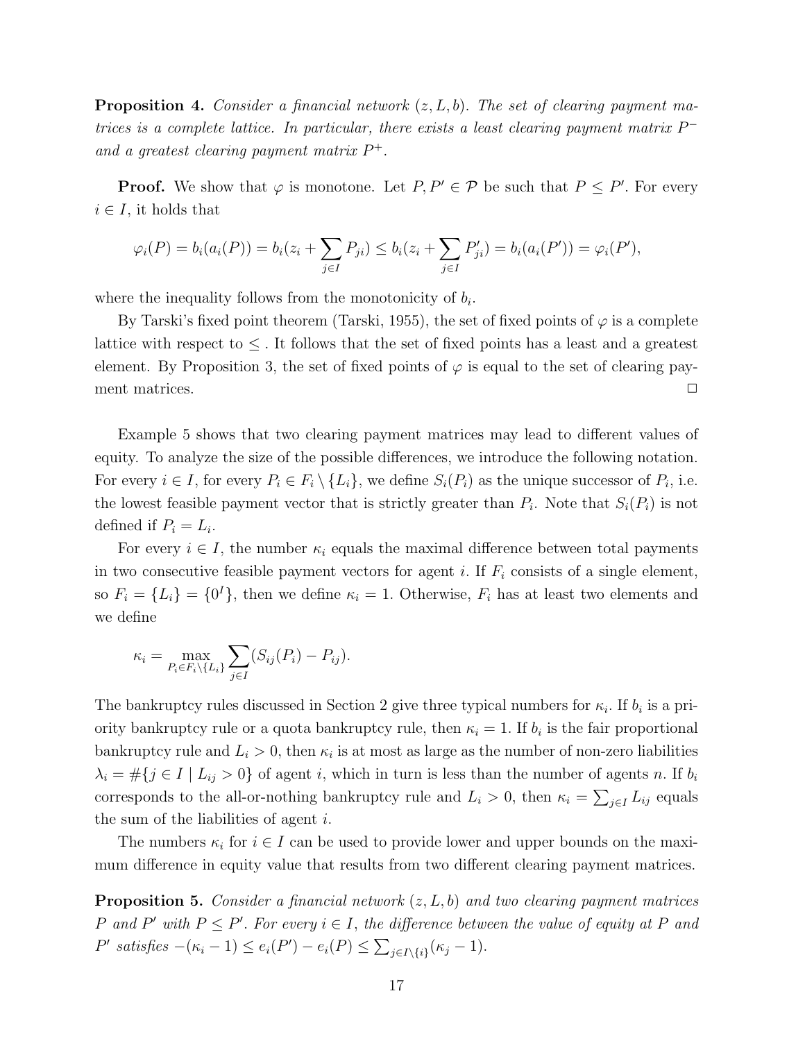**Proposition 4.** *Consider a financial network $(z, L, b)$. The set of clearing payment matrices is a complete lattice. In particular, there exists a least clearing payment matrix $P^-$ and a greatest clearing payment matrix $P^+$.*

**Proof.** We show that $\varphi$ is monotone. Let $P, P' \in \mathcal{P}$ be such that $P \leq P'$. For every $i \in I$, it holds that

$$\varphi_i(P) = b_i(a_i(P)) = b_i(z_i + \sum_{j \in I} P_{ji}) \leq b_i(z_i + \sum_{j \in I} P'_{ji}) = b_i(a_i(P')) = \varphi_i(P'),$$

where the inequality follows from the monotonicity of $b_i$.

By Tarski's fixed point theorem (Tarski, 1955), the set of fixed points of $\varphi$ is a complete lattice with respect to $\leq$. It follows that the set of fixed points has a least and a greatest element. By Proposition 3, the set of fixed points of $\varphi$ is equal to the set of clearing payment matrices. $\square$

Example 5 shows that two clearing payment matrices may lead to different values of equity. To analyze the size of the possible differences, we introduce the following notation. For every $i \in I$, for every $P_i \in F_i \setminus \{L_i\}$, we define $S_i(P_i)$ as the unique successor of $P_i$, i.e. the lowest feasible payment vector that is strictly greater than $P_i$. Note that $S_i(P_i)$ is not defined if $P_i = L_i$.

For every $i \in I$, the number $\kappa_i$ equals the maximal difference between total payments in two consecutive feasible payment vectors for agent $i$. If $F_i$ consists of a single element, so $F_i = \{L_i\} = \{0^I\}$, then we define $\kappa_i = 1$. Otherwise, $F_i$ has at least two elements and we define

$$\kappa_i = \max_{P_i \in F_i \setminus \{L_i\}} \sum_{j \in I} (S_{ij}(P_i) - P_{ij}).$$

The bankruptcy rules discussed in Section 2 give three typical numbers for $\kappa_i$. If $b_i$ is a priority bankruptcy rule or a quota bankruptcy rule, then $\kappa_i = 1$. If $b_i$ is the fair proportional bankruptcy rule and $L_i > 0$, then $\kappa_i$ is at most as large as the number of non-zero liabilities $\lambda_i = \#\{j \in I \mid L_{ij} > 0\}$ of agent $i$, which in turn is less than the number of agents $n$. If $b_i$ corresponds to the all-or-nothing bankruptcy rule and $L_i > 0$, then $\kappa_i = \sum_{j \in I} L_{ij}$ equals the sum of the liabilities of agent $i$.

The numbers $\kappa_i$ for $i \in I$ can be used to provide lower and upper bounds on the maximum difference in equity value that results from two different clearing payment matrices.

**Proposition 5.** *Consider a financial network $(z, L, b)$ and two clearing payment matrices $P$ and $P'$ with $P \leq P'$. For every $i \in I$, the difference between the value of equity at $P$ and $P'$ satisfies $-(\kappa_i - 1) \leq e_i(P') - e_i(P) \leq \sum_{j \in I \setminus \{i\}} (\kappa_j - 1)$.*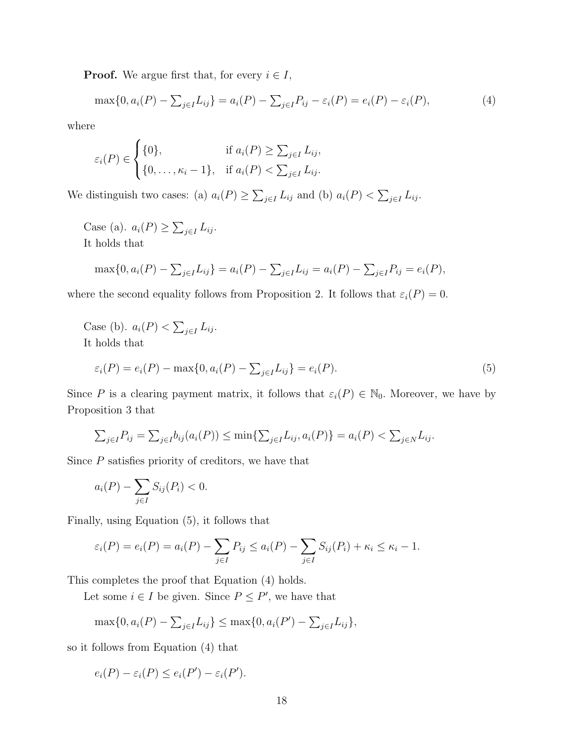**Proof.** We argue first that, for every $i \in I$,

$$\max\{0, a_i(P) - \textstyle\sum_{j \in I} L_{ij}\} = a_i(P) - \textstyle\sum_{j \in I} P_{ij} - \varepsilon_i(P) = e_i(P) - \varepsilon_i(P), \tag{4}$$

where

$$\varepsilon_i(P) \in \begin{cases} \{0\}, & \text{if } a_i(P) \geq \sum_{j \in I} L_{ij}, \\ \{0, \ldots, \kappa_i - 1\}, & \text{if } a_i(P) < \sum_{j \in I} L_{ij}. \end{cases}$$

We distinguish two cases: (a) $a_i(P) \geq \sum_{j \in I} L_{ij}$ and (b) $a_i(P) < \sum_{j \in I} L_{ij}$.

Case (a). $a_i(P) \geq \sum_{j \in I} L_{ij}$.
It holds that

$$\max\{0, a_i(P) - \textstyle\sum_{j \in I} L_{ij}\} = a_i(P) - \textstyle\sum_{j \in I} L_{ij} = a_i(P) - \textstyle\sum_{j \in I} P_{ij} = e_i(P),$$

where the second equality follows from Proposition 2. It follows that $\varepsilon_i(P) = 0$.

Case (b). $a_i(P) < \sum_{j \in I} L_{ij}$.
It holds that

$$\varepsilon_i(P) = e_i(P) - \max\{0, a_i(P) - \textstyle\sum_{j \in I} L_{ij}\} = e_i(P). \tag{5}$$

Since $P$ is a clearing payment matrix, it follows that $\varepsilon_i(P) \in \mathbb{N}_0$. Moreover, we have by Proposition 3 that

$$\textstyle\sum_{j \in I} P_{ij} = \textstyle\sum_{j \in I} b_{ij}(a_i(P)) \leq \min\{\textstyle\sum_{j \in I} L_{ij}, a_i(P)\} = a_i(P) < \textstyle\sum_{j \in N} L_{ij}.$$

Since $P$ satisfies priority of creditors, we have that

$$a_i(P) - \sum_{j \in I} S_{ij}(P_i) < 0.$$

Finally, using Equation (5), it follows that

$$\varepsilon_i(P) = e_i(P) = a_i(P) - \sum_{j \in I} P_{ij} \leq a_i(P) - \sum_{j \in I} S_{ij}(P_i) + \kappa_i \leq \kappa_i - 1.$$

This completes the proof that Equation (4) holds.

Let some $i \in I$ be given. Since $P \leq P'$, we have that

$$\max\{0, a_i(P) - \textstyle\sum_{j \in I} L_{ij}\} \leq \max\{0, a_i(P') - \textstyle\sum_{j \in I} L_{ij}\},$$

so it follows from Equation (4) that

$$e_i(P) - \varepsilon_i(P) \leq e_i(P') - \varepsilon_i(P').$$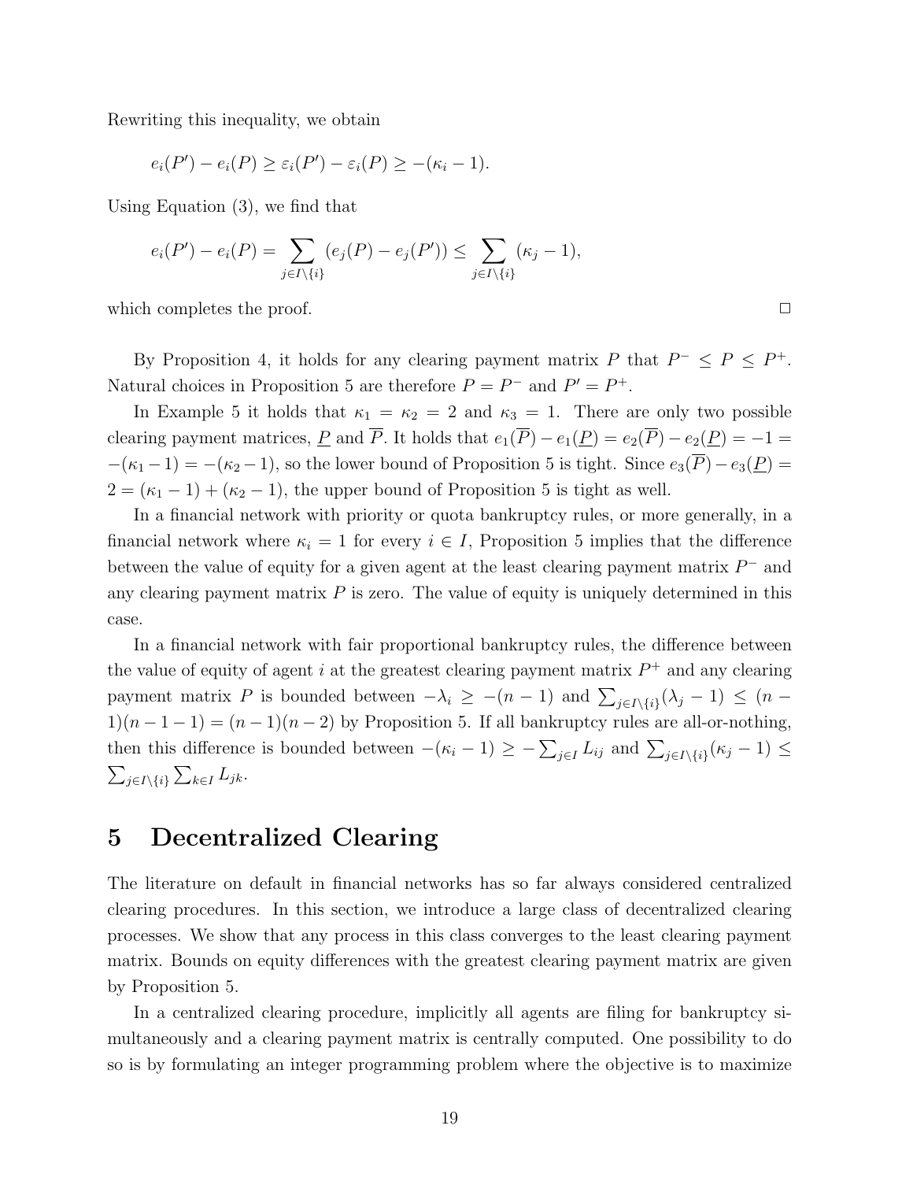Rewriting this inequality, we obtain

$$e_i(P') - e_i(P) \geq \varepsilon_i(P') - \varepsilon_i(P) \geq -(\kappa_i - 1).$$

Using Equation (3), we find that

$$e_i(P') - e_i(P) = \sum_{j \in I \setminus \{i\}} (e_j(P) - e_j(P')) \leq \sum_{j \in I \setminus \{i\}} (\kappa_j - 1),$$

which completes the proof. $\square$

By Proposition 4, it holds for any clearing payment matrix $P$ that $P^- \leq P \leq P^+$. Natural choices in Proposition 5 are therefore $P = P^-$ and $P' = P^+$.

In Example 5 it holds that $\kappa_1 = \kappa_2 = 2$ and $\kappa_3 = 1$. There are only two possible clearing payment matrices, $\underline{P}$ and $\overline{P}$. It holds that $e_1(\overline{P}) - e_1(\underline{P}) = e_2(\overline{P}) - e_2(\underline{P}) = -1 = -(\kappa_1 - 1) = -(\kappa_2 - 1)$, so the lower bound of Proposition 5 is tight. Since $e_3(\overline{P}) - e_3(\underline{P}) = 2 = (\kappa_1 - 1) + (\kappa_2 - 1)$, the upper bound of Proposition 5 is tight as well.

In a financial network with priority or quota bankruptcy rules, or more generally, in a financial network where $\kappa_i = 1$ for every $i \in I$, Proposition 5 implies that the difference between the value of equity for a given agent at the least clearing payment matrix $P^-$ and any clearing payment matrix $P$ is zero. The value of equity is uniquely determined in this case.

In a financial network with fair proportional bankruptcy rules, the difference between the value of equity of agent $i$ at the greatest clearing payment matrix $P^+$ and any clearing payment matrix $P$ is bounded between $-\lambda_i \geq -(n-1)$ and $\sum_{j \in I \setminus \{i\}} (\lambda_j - 1) \leq (n-1)(n-1-1) = (n-1)(n-2)$ by Proposition 5. If all bankruptcy rules are all-or-nothing, then this difference is bounded between $-(\kappa_i - 1) \geq -\sum_{j \in I} L_{ij}$ and $\sum_{j \in I \setminus \{i\}} (\kappa_j - 1) \leq \sum_{j \in I \setminus \{i\}} \sum_{k \in I} L_{jk}$.

# 5 Decentralized Clearing

The literature on default in financial networks has so far always considered centralized clearing procedures. In this section, we introduce a large class of decentralized clearing processes. We show that any process in this class converges to the least clearing payment matrix. Bounds on equity differences with the greatest clearing payment matrix are given by Proposition 5.

In a centralized clearing procedure, implicitly all agents are filing for bankruptcy simultaneously and a clearing payment matrix is centrally computed. One possibility to do so is by formulating an integer programming problem where the objective is to maximize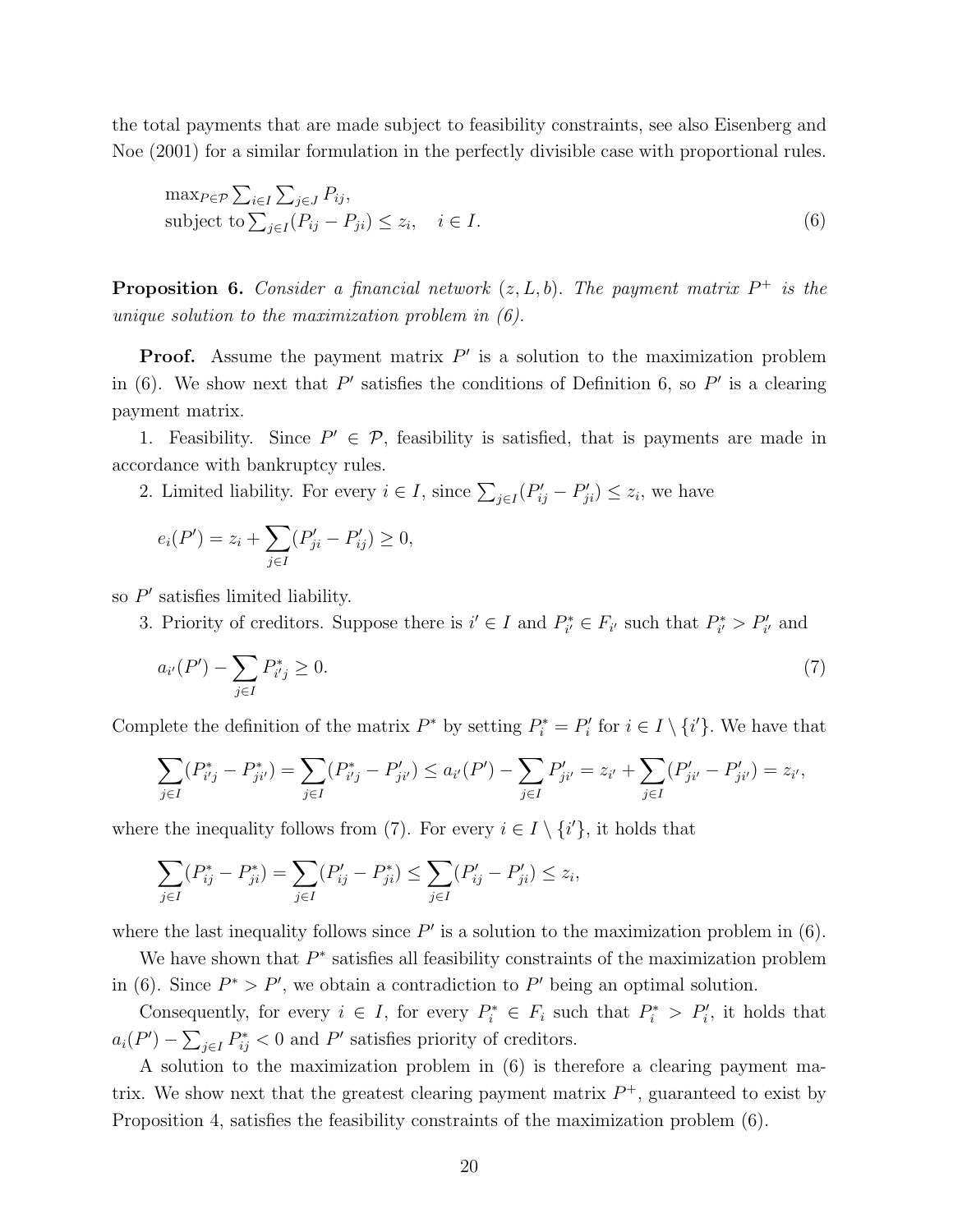the total payments that are made subject to feasibility constraints, see also Eisenberg and Noe (2001) for a similar formulation in the perfectly divisible case with proportional rules.

$$\begin{array}{ll} \max_{P \in \mathcal{P}} \sum_{i \in I} \sum_{j \in J} P_{ij}, & \\ \text{subject to} \sum_{j \in I}(P_{ij} - P_{ji}) \leq z_i, \quad i \in I. & \end{array} \tag{6}$$

**Proposition 6.** *Consider a financial network $(z, L, b)$. The payment matrix $P^+$ is the unique solution to the maximization problem in (6).*

**Proof.** Assume the payment matrix $P'$ is a solution to the maximization problem in (6). We show next that $P'$ satisfies the conditions of Definition 6, so $P'$ is a clearing payment matrix.

1. Feasibility. Since $P' \in \mathcal{P}$, feasibility is satisfied, that is payments are made in accordance with bankruptcy rules.

2. Limited liability. For every $i \in I$, since $\sum_{j \in I}(P'_{ij} - P'_{ji}) \leq z_i$, we have

$$e_i(P') = z_i + \sum_{j \in I}(P'_{ji} - P'_{ij}) \geq 0,$$

so $P'$ satisfies limited liability.

3. Priority of creditors. Suppose there is $i' \in I$ and $P^*_{i'} \in F_{i'}$ such that $P^*_{i'} > P'_{i'}$ and

$$a_{i'}(P') - \sum_{j \in I} P^*_{i'j} \geq 0. \tag{7}$$

Complete the definition of the matrix $P^*$ by setting $P^*_i = P'_i$ for $i \in I \setminus \{i'\}$. We have that

$$\sum_{j \in I}(P^*_{i'j} - P^*_{ji'}) = \sum_{j \in I}(P^*_{i'j} - P'_{ji'}) \leq a_{i'}(P') - \sum_{j \in I} P'_{ji'} = z_{i'} + \sum_{j \in I}(P'_{ji'} - P'_{ji'}) = z_{i'},$$

where the inequality follows from (7). For every $i \in I \setminus \{i'\}$, it holds that

$$\sum_{j \in I}(P^*_{ij} - P^*_{ji}) = \sum_{j \in I}(P'_{ij} - P^*_{ji}) \leq \sum_{j \in I}(P'_{ij} - P'_{ji}) \leq z_i,$$

where the last inequality follows since $P'$ is a solution to the maximization problem in (6).

We have shown that $P^*$ satisfies all feasibility constraints of the maximization problem in (6). Since $P^* > P'$, we obtain a contradiction to $P'$ being an optimal solution.

Consequently, for every $i \in I$, for every $P^*_i \in F_i$ such that $P^*_i > P'_i$, it holds that $a_i(P') - \sum_{j \in I} P^*_{ij} < 0$ and $P'$ satisfies priority of creditors.

A solution to the maximization problem in (6) is therefore a clearing payment matrix. We show next that the greatest clearing payment matrix $P^+$, guaranteed to exist by Proposition 4, satisfies the feasibility constraints of the maximization problem (6).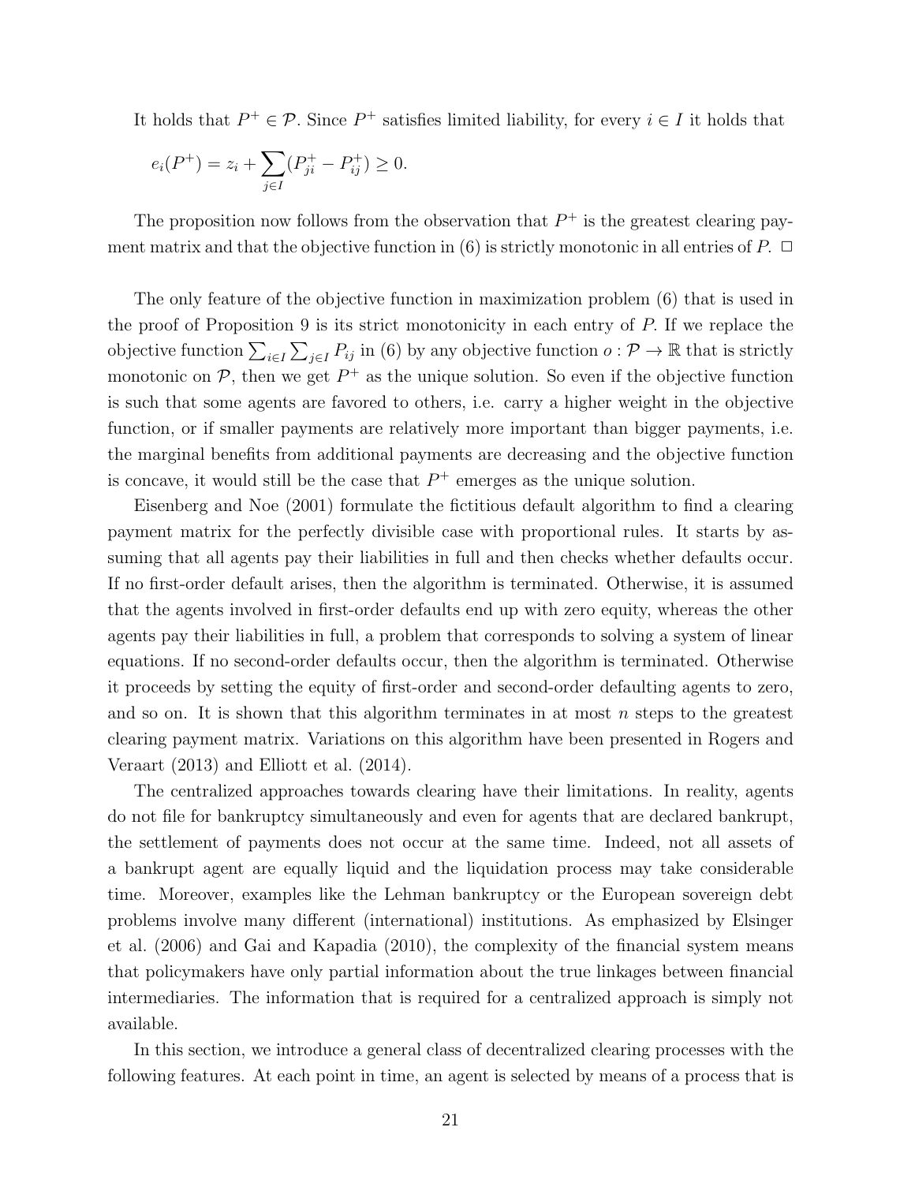It holds that $P^+ \in \mathcal{P}$. Since $P^+$ satisfies limited liability, for every $i \in I$ it holds that

$$e_i(P^+) = z_i + \sum_{j \in I} (P^+_{ji} - P^+_{ij}) \geq 0.$$

The proposition now follows from the observation that $P^+$ is the greatest clearing payment matrix and that the objective function in (6) is strictly monotonic in all entries of $P$. $\square$

The only feature of the objective function in maximization problem (6) that is used in the proof of Proposition 9 is its strict monotonicity in each entry of $P$. If we replace the objective function $\sum_{i \in I} \sum_{j \in I} P_{ij}$ in (6) by any objective function $o : \mathcal{P} \to \mathbb{R}$ that is strictly monotonic on $\mathcal{P}$, then we get $P^+$ as the unique solution. So even if the objective function is such that some agents are favored to others, i.e. carry a higher weight in the objective function, or if smaller payments are relatively more important than bigger payments, i.e. the marginal benefits from additional payments are decreasing and the objective function is concave, it would still be the case that $P^+$ emerges as the unique solution.

Eisenberg and Noe (2001) formulate the fictitious default algorithm to find a clearing payment matrix for the perfectly divisible case with proportional rules. It starts by assuming that all agents pay their liabilities in full and then checks whether defaults occur. If no first-order default arises, then the algorithm is terminated. Otherwise, it is assumed that the agents involved in first-order defaults end up with zero equity, whereas the other agents pay their liabilities in full, a problem that corresponds to solving a system of linear equations. If no second-order defaults occur, then the algorithm is terminated. Otherwise it proceeds by setting the equity of first-order and second-order defaulting agents to zero, and so on. It is shown that this algorithm terminates in at most $n$ steps to the greatest clearing payment matrix. Variations on this algorithm have been presented in Rogers and Veraart (2013) and Elliott et al. (2014).

The centralized approaches towards clearing have their limitations. In reality, agents do not file for bankruptcy simultaneously and even for agents that are declared bankrupt, the settlement of payments does not occur at the same time. Indeed, not all assets of a bankrupt agent are equally liquid and the liquidation process may take considerable time. Moreover, examples like the Lehman bankruptcy or the European sovereign debt problems involve many different (international) institutions. As emphasized by Elsinger et al. (2006) and Gai and Kapadia (2010), the complexity of the financial system means that policymakers have only partial information about the true linkages between financial intermediaries. The information that is required for a centralized approach is simply not available.

In this section, we introduce a general class of decentralized clearing processes with the following features. At each point in time, an agent is selected by means of a process that is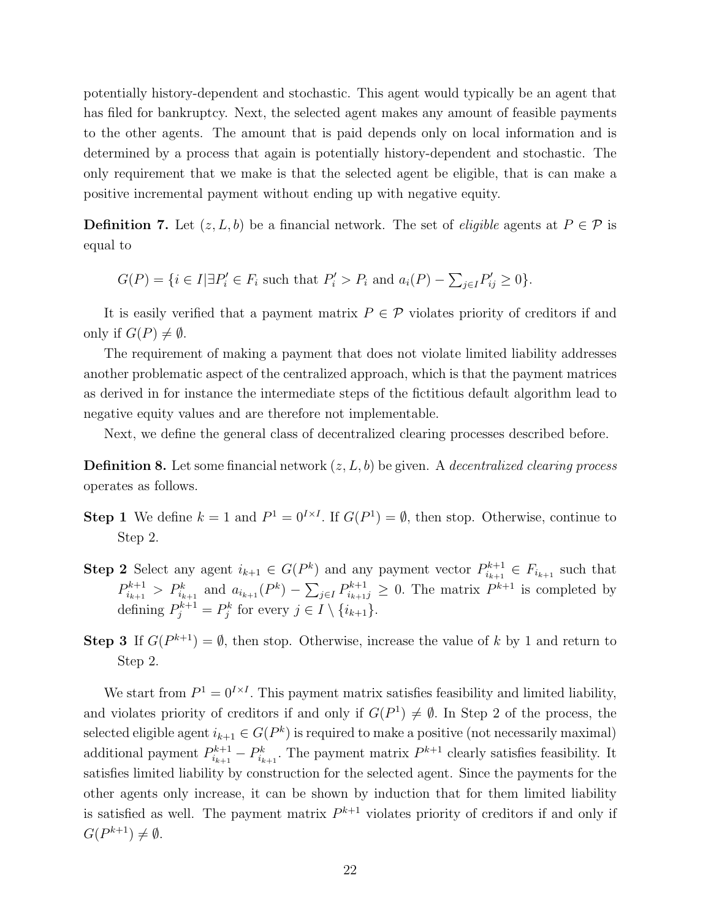potentially history-dependent and stochastic. This agent would typically be an agent that has filed for bankruptcy. Next, the selected agent makes any amount of feasible payments to the other agents. The amount that is paid depends only on local information and is determined by a process that again is potentially history-dependent and stochastic. The only requirement that we make is that the selected agent be eligible, that is can make a positive incremental payment without ending up with negative equity.

**Definition 7.** Let $(z, L, b)$ be a financial network. The set of *eligible* agents at $P \in \mathcal{P}$ is equal to

$$G(P) = \{i \in I | \exists P'_i \in F_i \text{ such that } P'_i > P_i \text{ and } a_i(P) - \textstyle\sum_{j \in I} P'_{ij} \geq 0\}.$$

It is easily verified that a payment matrix $P \in \mathcal{P}$ violates priority of creditors if and only if $G(P) \neq \emptyset$.

The requirement of making a payment that does not violate limited liability addresses another problematic aspect of the centralized approach, which is that the payment matrices as derived in for instance the intermediate steps of the fictitious default algorithm lead to negative equity values and are therefore not implementable.

Next, we define the general class of decentralized clearing processes described before.

**Definition 8.** Let some financial network $(z, L, b)$ be given. A *decentralized clearing process* operates as follows.

**Step 1** We define $k = 1$ and $P^1 = 0^{I \times I}$. If $G(P^1) = \emptyset$, then stop. Otherwise, continue to Step 2.

**Step 2** Select any agent $i_{k+1} \in G(P^k)$ and any payment vector $P^{k+1}_{i_{k+1}} \in F_{i_{k+1}}$ such that $P^{k+1}_{i_{k+1}} > P^k_{i_{k+1}}$ and $a_{i_{k+1}}(P^k) - \sum_{j \in I} P^{k+1}_{i_{k+1}j} \geq 0$. The matrix $P^{k+1}$ is completed by defining $P^{k+1}_j = P^k_j$ for every $j \in I \setminus \{i_{k+1}\}$.

**Step 3** If $G(P^{k+1}) = \emptyset$, then stop. Otherwise, increase the value of $k$ by 1 and return to Step 2.

We start from $P^1 = 0^{I \times I}$. This payment matrix satisfies feasibility and limited liability, and violates priority of creditors if and only if $G(P^1) \neq \emptyset$. In Step 2 of the process, the selected eligible agent $i_{k+1} \in G(P^k)$ is required to make a positive (not necessarily maximal) additional payment $P^{k+1}_{i_{k+1}} - P^k_{i_{k+1}}$. The payment matrix $P^{k+1}$ clearly satisfies feasibility. It satisfies limited liability by construction for the selected agent. Since the payments for the other agents only increase, it can be shown by induction that for them limited liability is satisfied as well. The payment matrix $P^{k+1}$ violates priority of creditors if and only if $G(P^{k+1}) \neq \emptyset$.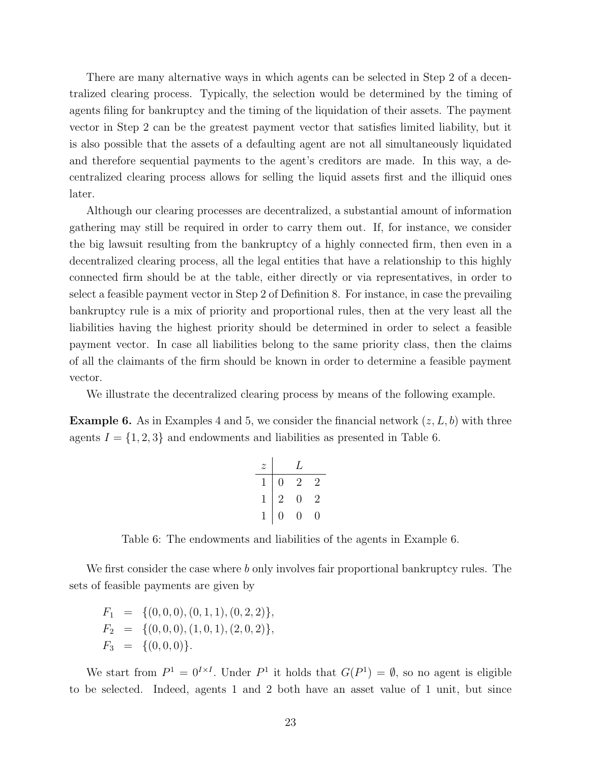There are many alternative ways in which agents can be selected in Step 2 of a decentralized clearing process. Typically, the selection would be determined by the timing of agents filing for bankruptcy and the timing of the liquidation of their assets. The payment vector in Step 2 can be the greatest payment vector that satisfies limited liability, but it is also possible that the assets of a defaulting agent are not all simultaneously liquidated and therefore sequential payments to the agent's creditors are made. In this way, a decentralized clearing process allows for selling the liquid assets first and the illiquid ones later.

Although our clearing processes are decentralized, a substantial amount of information gathering may still be required in order to carry them out. If, for instance, we consider the big lawsuit resulting from the bankruptcy of a highly connected firm, then even in a decentralized clearing process, all the legal entities that have a relationship to this highly connected firm should be at the table, either directly or via representatives, in order to select a feasible payment vector in Step 2 of Definition 8. For instance, in case the prevailing bankruptcy rule is a mix of priority and proportional rules, then at the very least all the liabilities having the highest priority should be determined in order to select a feasible payment vector. In case all liabilities belong to the same priority class, then the claims of all the claimants of the firm should be known in order to determine a feasible payment vector.

We illustrate the decentralized clearing process by means of the following example.

**Example 6.** As in Examples 4 and 5, we consider the financial network $(z, L, b)$ with three agents $I = \{1, 2, 3\}$ and endowments and liabilities as presented in Table 6.

| $z$ | $L$ | | |
|---|---|---|---|
| 1 | 0 | 2 | 2 |
| 1 | 2 | 0 | 2 |
| 1 | 0 | 0 | 0 |

Table 6: The endowments and liabilities of the agents in Example 6.

We first consider the case where $b$ only involves fair proportional bankruptcy rules. The sets of feasible payments are given by

$$
\begin{aligned}
F_1 &= \{(0,0,0),(0,1,1),(0,2,2)\}, \\
F_2 &= \{(0,0,0),(1,0,1),(2,0,2)\}, \\
F_3 &= \{(0,0,0)\}.
\end{aligned}
$$

We start from $P^1 = 0^{I \times I}$. Under $P^1$ it holds that $G(P^1) = \emptyset$, so no agent is eligible to be selected. Indeed, agents 1 and 2 both have an asset value of 1 unit, but since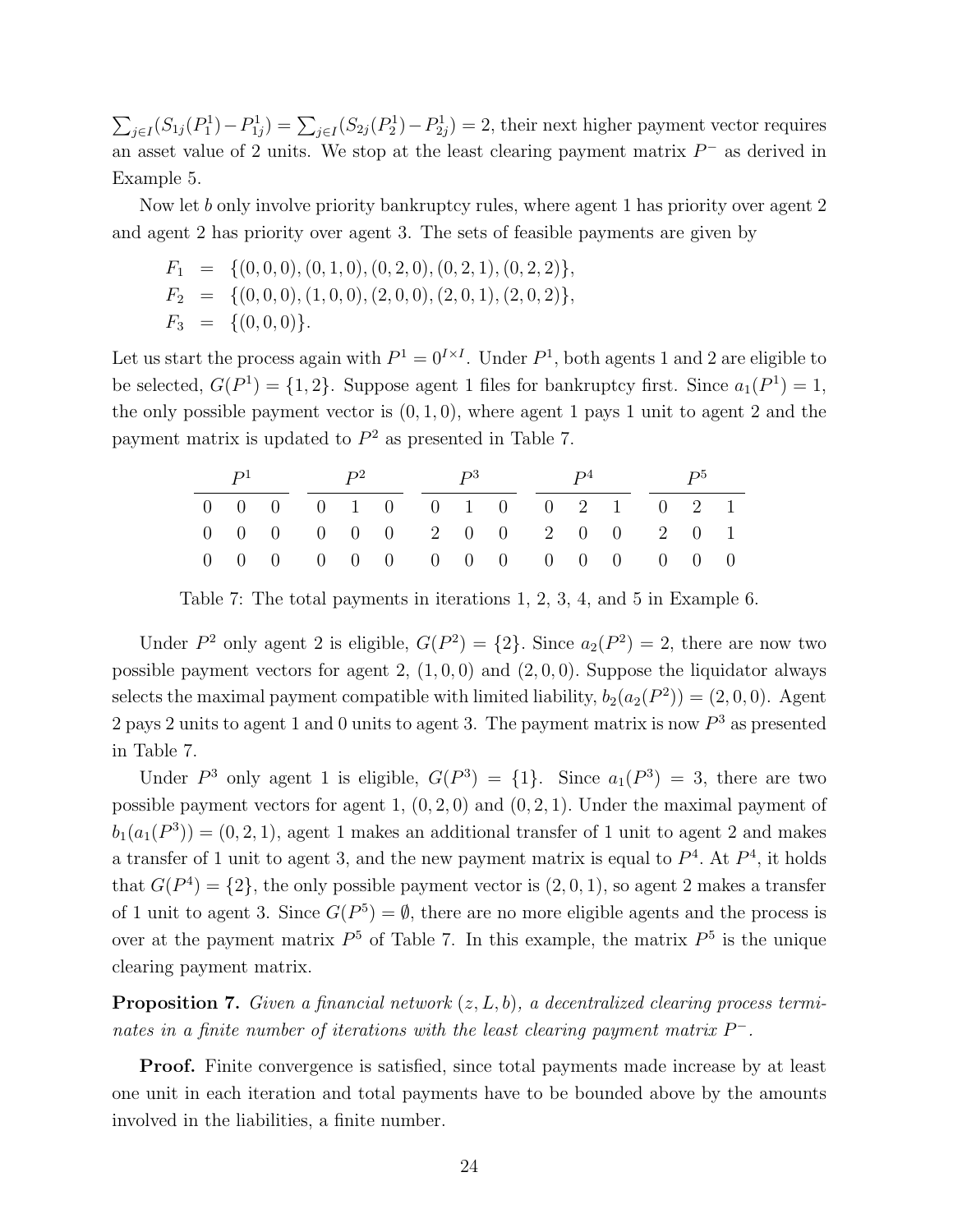$\sum_{j \in I}(S_{1j}(P^1_1) - P^1_{1j}) = \sum_{j \in I}(S_{2j}(P^1_2) - P^1_{2j}) = 2$, their next higher payment vector requires an asset value of 2 units. We stop at the least clearing payment matrix $P^-$ as derived in Example 5.

Now let $b$ only involve priority bankruptcy rules, where agent 1 has priority over agent 2 and agent 2 has priority over agent 3. The sets of feasible payments are given by

$$
\begin{aligned}
F_1 &= \{(0,0,0),(0,1,0),(0,2,0),(0,2,1),(0,2,2)\}, \\
F_2 &= \{(0,0,0),(1,0,0),(2,0,0),(2,0,1),(2,0,2)\}, \\
F_3 &= \{(0,0,0)\}.
\end{aligned}
$$

Let us start the process again with $P^1 = 0^{I \times I}$. Under $P^1$, both agents 1 and 2 are eligible to be selected, $G(P^1) = \{1, 2\}$. Suppose agent 1 files for bankruptcy first. Since $a_1(P^1) = 1$, the only possible payment vector is $(0, 1, 0)$, where agent 1 pays 1 unit to agent 2 and the payment matrix is updated to $P^2$ as presented in Table 7.

| $P^1$ | | | $P^2$ | | | $P^3$ | | | $P^4$ | | | $P^5$ | | |
|---|---|---|---|---|---|---|---|---|---|---|---|---|---|---|
| 0 | 0 | 0 | 0 | 1 | 0 | 0 | 1 | 0 | 0 | 2 | 1 | 0 | 2 | 1 |
| 0 | 0 | 0 | 0 | 0 | 0 | 2 | 0 | 0 | 2 | 0 | 0 | 2 | 0 | 1 |
| 0 | 0 | 0 | 0 | 0 | 0 | 0 | 0 | 0 | 0 | 0 | 0 | 0 | 0 | 0 |

Table 7: The total payments in iterations 1, 2, 3, 4, and 5 in Example 6.

Under $P^2$ only agent 2 is eligible, $G(P^2) = \{2\}$. Since $a_2(P^2) = 2$, there are now two possible payment vectors for agent 2, $(1, 0, 0)$ and $(2, 0, 0)$. Suppose the liquidator always selects the maximal payment compatible with limited liability, $b_2(a_2(P^2)) = (2, 0, 0)$. Agent 2 pays 2 units to agent 1 and 0 units to agent 3. The payment matrix is now $P^3$ as presented in Table 7.

Under $P^3$ only agent 1 is eligible, $G(P^3) = \{1\}$. Since $a_1(P^3) = 3$, there are two possible payment vectors for agent 1, $(0, 2, 0)$ and $(0, 2, 1)$. Under the maximal payment of $b_1(a_1(P^3)) = (0, 2, 1)$, agent 1 makes an additional transfer of 1 unit to agent 2 and makes a transfer of 1 unit to agent 3, and the new payment matrix is equal to $P^4$. At $P^4$, it holds that $G(P^4) = \{2\}$, the only possible payment vector is $(2, 0, 1)$, so agent 2 makes a transfer of 1 unit to agent 3. Since $G(P^5) = \emptyset$, there are no more eligible agents and the process is over at the payment matrix $P^5$ of Table 7. In this example, the matrix $P^5$ is the unique clearing payment matrix.

**Proposition 7.** *Given a financial network $(z, L, b)$, a decentralized clearing process terminates in a finite number of iterations with the least clearing payment matrix $P^-$.*

**Proof.** Finite convergence is satisfied, since total payments made increase by at least one unit in each iteration and total payments have to be bounded above by the amounts involved in the liabilities, a finite number.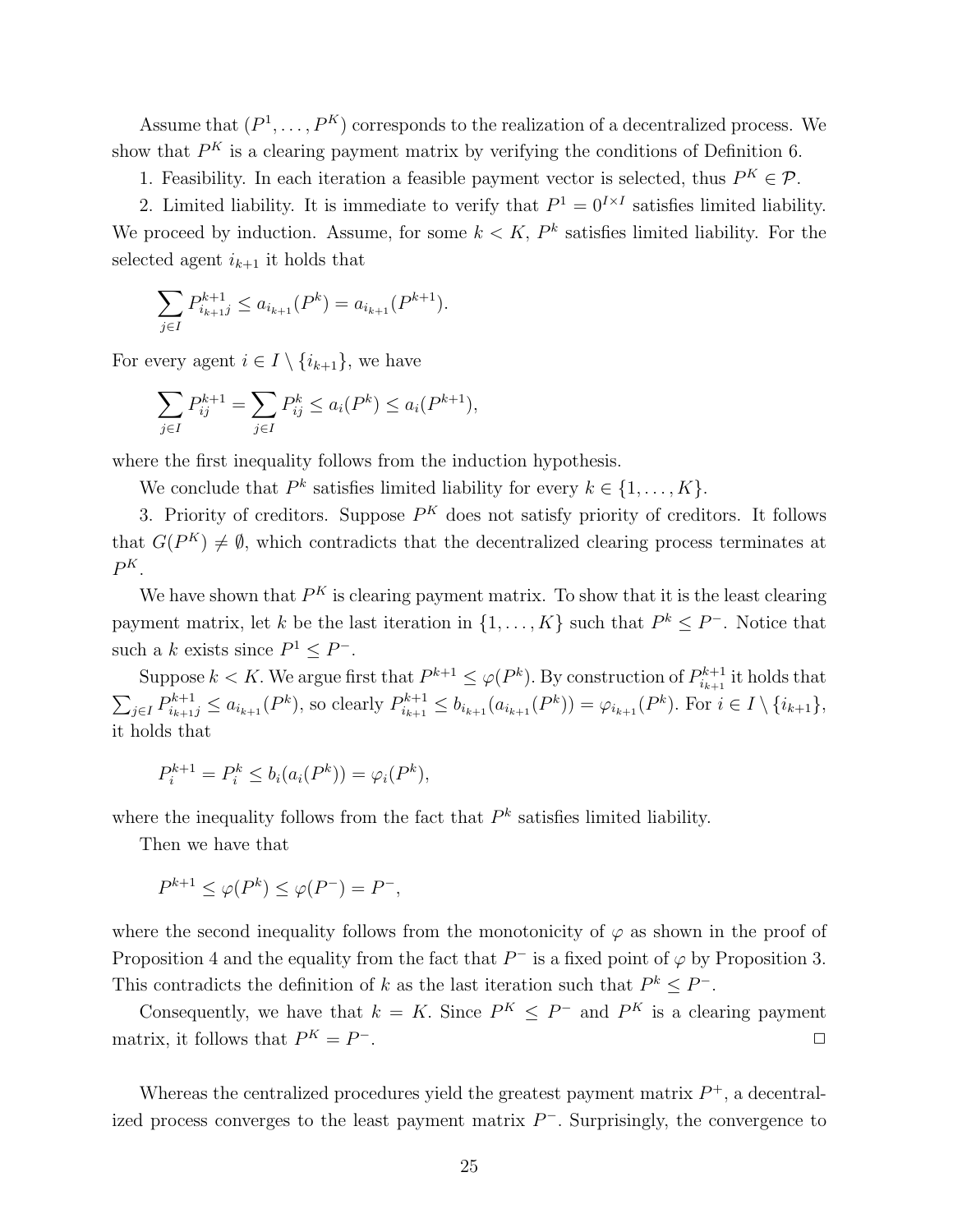Assume that $(P^1, \ldots, P^K)$ corresponds to the realization of a decentralized process. We show that $P^K$ is a clearing payment matrix by verifying the conditions of Definition 6.

1. Feasibility. In each iteration a feasible payment vector is selected, thus $P^K \in \mathcal{P}$.

2. Limited liability. It is immediate to verify that $P^1 = 0^{I \times I}$ satisfies limited liability. We proceed by induction. Assume, for some $k < K$, $P^k$ satisfies limited liability. For the selected agent $i_{k+1}$ it holds that

$$\sum_{j \in I} P^{k+1}_{i_{k+1}j} \leq a_{i_{k+1}}(P^k) = a_{i_{k+1}}(P^{k+1}).$$

For every agent $i \in I \setminus \{i_{k+1}\}$, we have

$$\sum_{j \in I} P^{k+1}_{ij} = \sum_{j \in I} P^k_{ij} \leq a_i(P^k) \leq a_i(P^{k+1}),$$

where the first inequality follows from the induction hypothesis.

We conclude that $P^k$ satisfies limited liability for every $k \in \{1, \ldots, K\}$.

3. Priority of creditors. Suppose $P^K$ does not satisfy priority of creditors. It follows that $G(P^K) \neq \emptyset$, which contradicts that the decentralized clearing process terminates at $P^K$.

We have shown that $P^K$ is clearing payment matrix. To show that it is the least clearing payment matrix, let $k$ be the last iteration in $\{1, \ldots, K\}$ such that $P^k \leq P^-$. Notice that such a $k$ exists since $P^1 \leq P^-$.

Suppose $k < K$. We argue first that $P^{k+1} \leq \varphi(P^k)$. By construction of $P^{k+1}_{i_{k+1}}$ it holds that $\sum_{j \in I} P^{k+1}_{i_{k+1}j} \leq a_{i_{k+1}}(P^k)$, so clearly $P^{k+1}_{i_{k+1}} \leq b_{i_{k+1}}(a_{i_{k+1}}(P^k)) = \varphi_{i_{k+1}}(P^k)$. For $i \in I \setminus \{i_{k+1}\}$, it holds that

$$P^{k+1}_i = P^k_i \leq b_i(a_i(P^k)) = \varphi_i(P^k),$$

where the inequality follows from the fact that $P^k$ satisfies limited liability.

Then we have that

$$P^{k+1} \leq \varphi(P^k) \leq \varphi(P^-) = P^-,$$

where the second inequality follows from the monotonicity of $\varphi$ as shown in the proof of Proposition 4 and the equality from the fact that $P^-$ is a fixed point of $\varphi$ by Proposition 3. This contradicts the definition of $k$ as the last iteration such that $P^k \leq P^-$.

Consequently, we have that $k = K$. Since $P^K \leq P^-$ and $P^K$ is a clearing payment matrix, it follows that $P^K = P^-$. $\square$

Whereas the centralized procedures yield the greatest payment matrix $P^+$, a decentralized process converges to the least payment matrix $P^-$. Surprisingly, the convergence to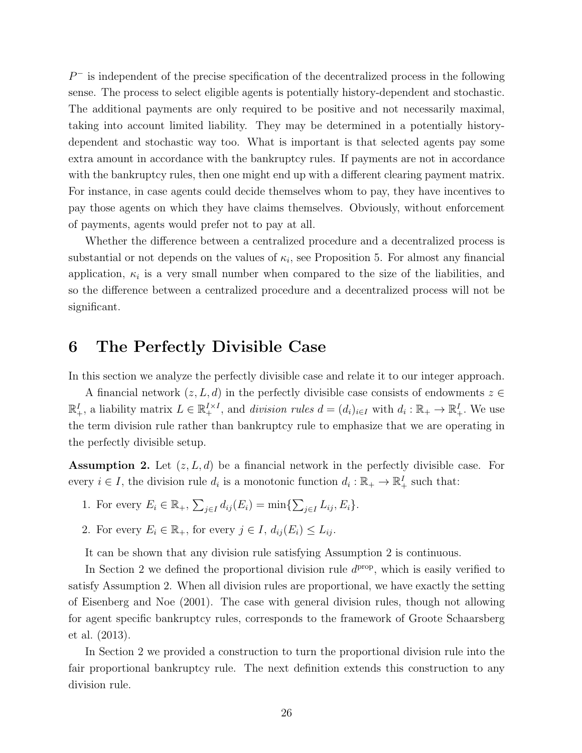$P^-$ is independent of the precise specification of the decentralized process in the following sense. The process to select eligible agents is potentially history-dependent and stochastic. The additional payments are only required to be positive and not necessarily maximal, taking into account limited liability. They may be determined in a potentially history-dependent and stochastic way too. What is important is that selected agents pay some extra amount in accordance with the bankruptcy rules. If payments are not in accordance with the bankruptcy rules, then one might end up with a different clearing payment matrix. For instance, in case agents could decide themselves whom to pay, they have incentives to pay those agents on which they have claims themselves. Obviously, without enforcement of payments, agents would prefer not to pay at all.

Whether the difference between a centralized procedure and a decentralized process is substantial or not depends on the values of $\kappa_i$, see Proposition 5. For almost any financial application, $\kappa_i$ is a very small number when compared to the size of the liabilities, and so the difference between a centralized procedure and a decentralized process will not be significant.

# 6 The Perfectly Divisible Case

In this section we analyze the perfectly divisible case and relate it to our integer approach.

A financial network $(z, L, d)$ in the perfectly divisible case consists of endowments $z \in \mathbb{R}^I_+$, a liability matrix $L \in \mathbb{R}^{I \times I}_+$, and *division rules* $d = (d_i)_{i \in I}$ with $d_i : \mathbb{R}_+ \to \mathbb{R}^I_+$. We use the term division rule rather than bankruptcy rule to emphasize that we are operating in the perfectly divisible setup.

**Assumption 2.** Let $(z, L, d)$ be a financial network in the perfectly divisible case. For every $i \in I$, the division rule $d_i$ is a monotonic function $d_i : \mathbb{R}_+ \to \mathbb{R}^I_+$ such that:

1. For every $E_i \in \mathbb{R}_+$, $\sum_{j \in I} d_{ij}(E_i) = \min\{\sum_{j \in I} L_{ij}, E_i\}$.
2. For every $E_i \in \mathbb{R}_+$, for every $j \in I$, $d_{ij}(E_i) \leq L_{ij}$.

It can be shown that any division rule satisfying Assumption 2 is continuous.

In Section 2 we defined the proportional division rule $d^{\text{prop}}$, which is easily verified to satisfy Assumption 2. When all division rules are proportional, we have exactly the setting of Eisenberg and Noe (2001). The case with general division rules, though not allowing for agent specific bankruptcy rules, corresponds to the framework of Groote Schaarsberg et al. (2013).

In Section 2 we provided a construction to turn the proportional division rule into the fair proportional bankruptcy rule. The next definition extends this construction to any division rule.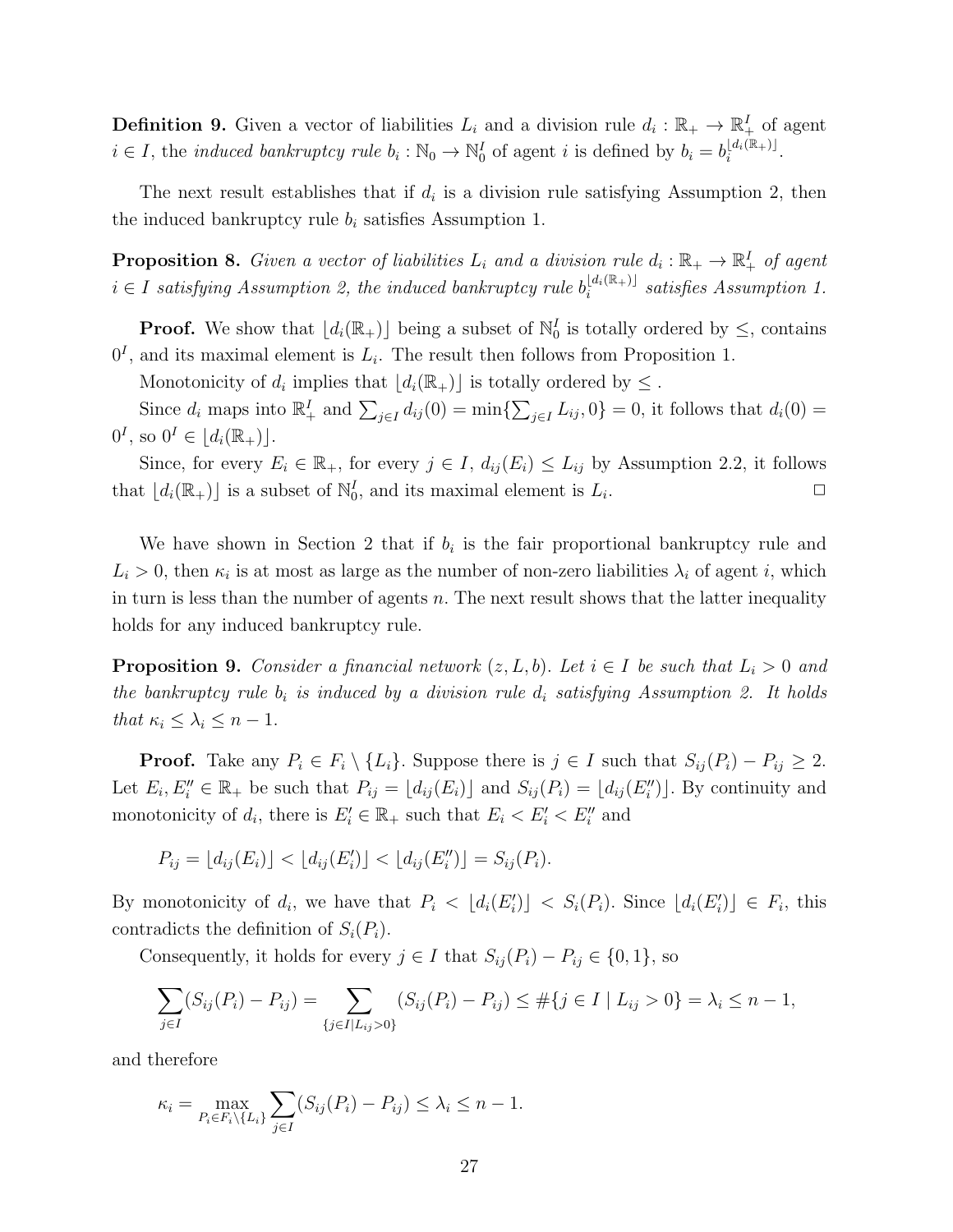**Definition 9.** Given a vector of liabilities $L_i$ and a division rule $d_i : \mathbb{R}_+ \to \mathbb{R}^I_+$ of agent $i \in I$, the *induced bankruptcy rule* $b_i : \mathbb{N}_0 \to \mathbb{N}^I_0$ of agent $i$ is defined by $b_i = b_i^{\lfloor d_i(\mathbb{R}_+) \rfloor}$.

The next result establishes that if $d_i$ is a division rule satisfying Assumption 2, then the induced bankruptcy rule $b_i$ satisfies Assumption 1.

**Proposition 8.** *Given a vector of liabilities $L_i$ and a division rule $d_i : \mathbb{R}_+ \to \mathbb{R}^I_+$ of agent $i \in I$ satisfying Assumption 2, the induced bankruptcy rule $b_i^{\lfloor d_i(\mathbb{R}_+) \rfloor}$ satisfies Assumption 1.*

**Proof.** We show that $\lfloor d_i(\mathbb{R}_+) \rfloor$ being a subset of $\mathbb{N}^I_0$ is totally ordered by $\leq$, contains $0^I$, and its maximal element is $L_i$. The result then follows from Proposition 1.

Monotonicity of $d_i$ implies that $\lfloor d_i(\mathbb{R}_+) \rfloor$ is totally ordered by $\leq$.

Since $d_i$ maps into $\mathbb{R}^I_+$ and $\sum_{j \in I} d_{ij}(0) = \min\{\sum_{j \in I} L_{ij}, 0\} = 0$, it follows that $d_i(0) = 0^I$, so $0^I \in \lfloor d_i(\mathbb{R}_+) \rfloor$.

Since, for every $E_i \in \mathbb{R}_+$, for every $j \in I$, $d_{ij}(E_i) \leq L_{ij}$ by Assumption 2.2, it follows that $\lfloor d_i(\mathbb{R}_+) \rfloor$ is a subset of $\mathbb{N}^I_0$, and its maximal element is $L_i$. $\square$

We have shown in Section 2 that if $b_i$ is the fair proportional bankruptcy rule and $L_i > 0$, then $\kappa_i$ is at most as large as the number of non-zero liabilities $\lambda_i$ of agent $i$, which in turn is less than the number of agents $n$. The next result shows that the latter inequality holds for any induced bankruptcy rule.

**Proposition 9.** *Consider a financial network $(z, L, b)$. Let $i \in I$ be such that $L_i > 0$ and the bankruptcy rule $b_i$ is induced by a division rule $d_i$ satisfying Assumption 2. It holds that $\kappa_i \leq \lambda_i \leq n - 1$.*

**Proof.** Take any $P_i \in F_i \setminus \{L_i\}$. Suppose there is $j \in I$ such that $S_{ij}(P_i) - P_{ij} \geq 2$. Let $E_i, E''_i \in \mathbb{R}_+$ be such that $P_{ij} = \lfloor d_{ij}(E_i) \rfloor$ and $S_{ij}(P_i) = \lfloor d_{ij}(E''_i) \rfloor$. By continuity and monotonicity of $d_i$, there is $E'_i \in \mathbb{R}_+$ such that $E_i < E'_i < E''_i$ and

$$P_{ij} = \lfloor d_{ij}(E_i) \rfloor < \lfloor d_{ij}(E'_i) \rfloor < \lfloor d_{ij}(E''_i) \rfloor = S_{ij}(P_i).$$

By monotonicity of $d_i$, we have that $P_i < \lfloor d_i(E'_i) \rfloor < S_i(P_i)$. Since $\lfloor d_i(E'_i) \rfloor \in F_i$, this contradicts the definition of $S_i(P_i)$.

Consequently, it holds for every $j \in I$ that $S_{ij}(P_i) - P_{ij} \in \{0, 1\}$, so

$$\sum_{j \in I} (S_{ij}(P_i) - P_{ij}) = \sum_{\{j \in I | L_{ij} > 0\}} (S_{ij}(P_i) - P_{ij}) \leq \#\{j \in I \mid L_{ij} > 0\} = \lambda_i \leq n - 1,$$

and therefore

$$\kappa_i = \max_{P_i \in F_i \setminus \{L_i\}} \sum_{j \in I} (S_{ij}(P_i) - P_{ij}) \leq \lambda_i \leq n - 1.$$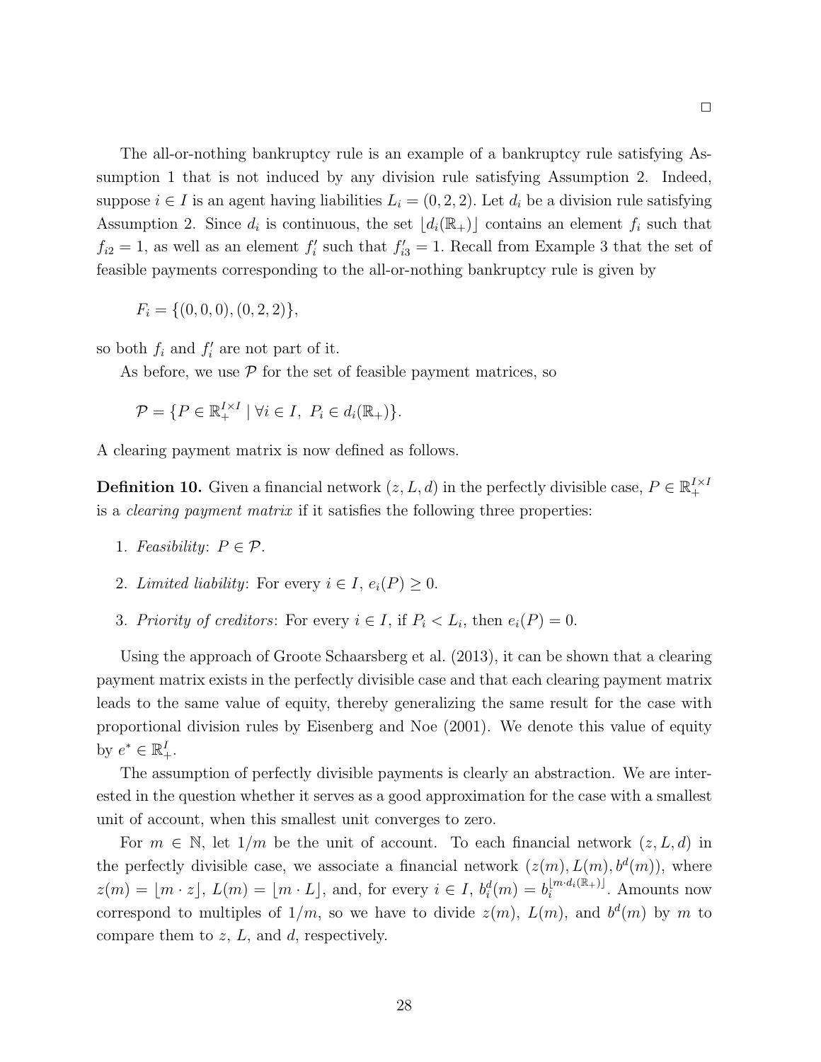□

The all-or-nothing bankruptcy rule is an example of a bankruptcy rule satisfying Assumption 1 that is not induced by any division rule satisfying Assumption 2. Indeed, suppose $i \in I$ is an agent having liabilities $L_i = (0, 2, 2)$. Let $d_i$ be a division rule satisfying Assumption 2. Since $d_i$ is continuous, the set $\lfloor d_i(\mathbb{R}_+) \rfloor$ contains an element $f_i$ such that $f_{i2} = 1$, as well as an element $f_i'$ such that $f_{i3}' = 1$. Recall from Example 3 that the set of feasible payments corresponding to the all-or-nothing bankruptcy rule is given by

$$F_i = \{(0, 0, 0), (0, 2, 2)\},$$

so both $f_i$ and $f_i'$ are not part of it.

As before, we use $\mathcal{P}$ for the set of feasible payment matrices, so

$$\mathcal{P} = \{P \in \mathbb{R}_+^{I \times I} \mid \forall i \in I,\ P_i \in d_i(\mathbb{R}_+)\}.$$

A clearing payment matrix is now defined as follows.

**Definition 10.** Given a financial network $(z, L, d)$ in the perfectly divisible case, $P \in \mathbb{R}_+^{I \times I}$ is a *clearing payment matrix* if it satisfies the following three properties:

1. *Feasibility*: $P \in \mathcal{P}$.
2. *Limited liability*: For every $i \in I$, $e_i(P) \geq 0$.
3. *Priority of creditors*: For every $i \in I$, if $P_i < L_i$, then $e_i(P) = 0$.

Using the approach of Groote Schaarsberg et al. (2013), it can be shown that a clearing payment matrix exists in the perfectly divisible case and that each clearing payment matrix leads to the same value of equity, thereby generalizing the same result for the case with proportional division rules by Eisenberg and Noe (2001). We denote this value of equity by $e^* \in \mathbb{R}_+^I$.

The assumption of perfectly divisible payments is clearly an abstraction. We are interested in the question whether it serves as a good approximation for the case with a smallest unit of account, when this smallest unit converges to zero.

For $m \in \mathbb{N}$, let $1/m$ be the unit of account. To each financial network $(z, L, d)$ in the perfectly divisible case, we associate a financial network $(z(m), L(m), b^d(m))$, where $z(m) = \lfloor m \cdot z \rfloor$, $L(m) = \lfloor m \cdot L \rfloor$, and, for every $i \in I$, $b_i^d(m) = b_i^{\lfloor m \cdot d_i(\mathbb{R}_+) \rfloor}$. Amounts now correspond to multiples of $1/m$, so we have to divide $z(m)$, $L(m)$, and $b^d(m)$ by $m$ to compare them to $z$, $L$, and $d$, respectively.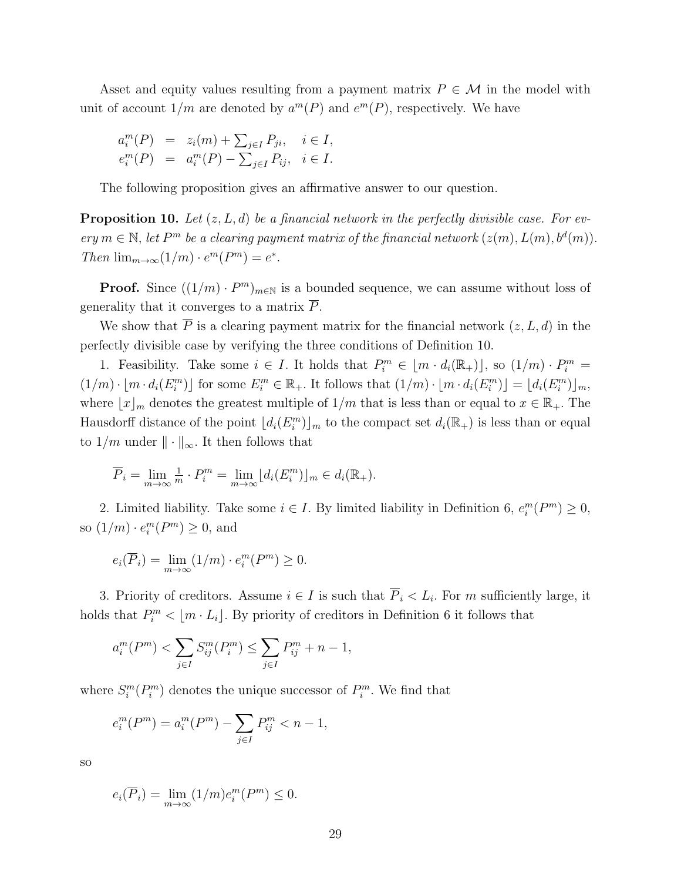Asset and equity values resulting from a payment matrix $P \in \mathcal{M}$ in the model with unit of account $1/m$ are denoted by $a^m(P)$ and $e^m(P)$, respectively. We have

$$\begin{aligned} a_i^m(P) &= z_i(m) + \textstyle\sum_{j \in I} P_{ji}, \quad i \in I, \\ e_i^m(P) &= a_i^m(P) - \textstyle\sum_{j \in I} P_{ij}, \quad i \in I. \end{aligned}$$

The following proposition gives an affirmative answer to our question.

**Proposition 10.** *Let $(z, L, d)$ be a financial network in the perfectly divisible case. For every $m \in \mathbb{N}$, let $P^m$ be a clearing payment matrix of the financial network $(z(m), L(m), b^d(m))$. Then $\lim_{m \to \infty} (1/m) \cdot e^m(P^m) = e^*$.*

**Proof.** Since $((1/m) \cdot P^m)_{m \in \mathbb{N}}$ is a bounded sequence, we can assume without loss of generality that it converges to a matrix $\overline{P}$.

We show that $\overline{P}$ is a clearing payment matrix for the financial network $(z, L, d)$ in the perfectly divisible case by verifying the three conditions of Definition 10.

1. Feasibility. Take some $i \in I$. It holds that $P_i^m \in \lfloor m \cdot d_i(\mathbb{R}_+) \rfloor$, so $(1/m) \cdot P_i^m = (1/m) \cdot \lfloor m \cdot d_i(E_i^m) \rfloor$ for some $E_i^m \in \mathbb{R}_+$. It follows that $(1/m) \cdot \lfloor m \cdot d_i(E_i^m) \rfloor = \lfloor d_i(E_i^m) \rfloor_m$, where $\lfloor x \rfloor_m$ denotes the greatest multiple of $1/m$ that is less than or equal to $x \in \mathbb{R}_+$. The Hausdorff distance of the point $\lfloor d_i(E_i^m) \rfloor_m$ to the compact set $d_i(\mathbb{R}_+)$ is less than or equal to $1/m$ under $\| \cdot \|_\infty$. It then follows that

$$\overline{P}_i = \lim_{m \to \infty} \tfrac{1}{m} \cdot P_i^m = \lim_{m \to \infty} \lfloor d_i(E_i^m) \rfloor_m \in d_i(\mathbb{R}_+).$$

2. Limited liability. Take some $i \in I$. By limited liability in Definition 6, $e_i^m(P^m) \geq 0$, so $(1/m) \cdot e_i^m(P^m) \geq 0$, and

$$e_i(\overline{P}_i) = \lim_{m \to \infty} (1/m) \cdot e_i^m(P^m) \geq 0.$$

3. Priority of creditors. Assume $i \in I$ is such that $\overline{P}_i < L_i$. For $m$ sufficiently large, it holds that $P_i^m < \lfloor m \cdot L_i \rfloor$. By priority of creditors in Definition 6 it follows that

$$a_i^m(P^m) < \sum_{j \in I} S_{ij}^m(P_i^m) \leq \sum_{j \in I} P_{ij}^m + n - 1,$$

where $S_i^m(P_i^m)$ denotes the unique successor of $P_i^m$. We find that

$$e_i^m(P^m) = a_i^m(P^m) - \sum_{j \in I} P_{ij}^m < n - 1,$$

so

$$e_i(\overline{P}_i) = \lim_{m \to \infty} (1/m) e_i^m(P^m) \leq 0.$$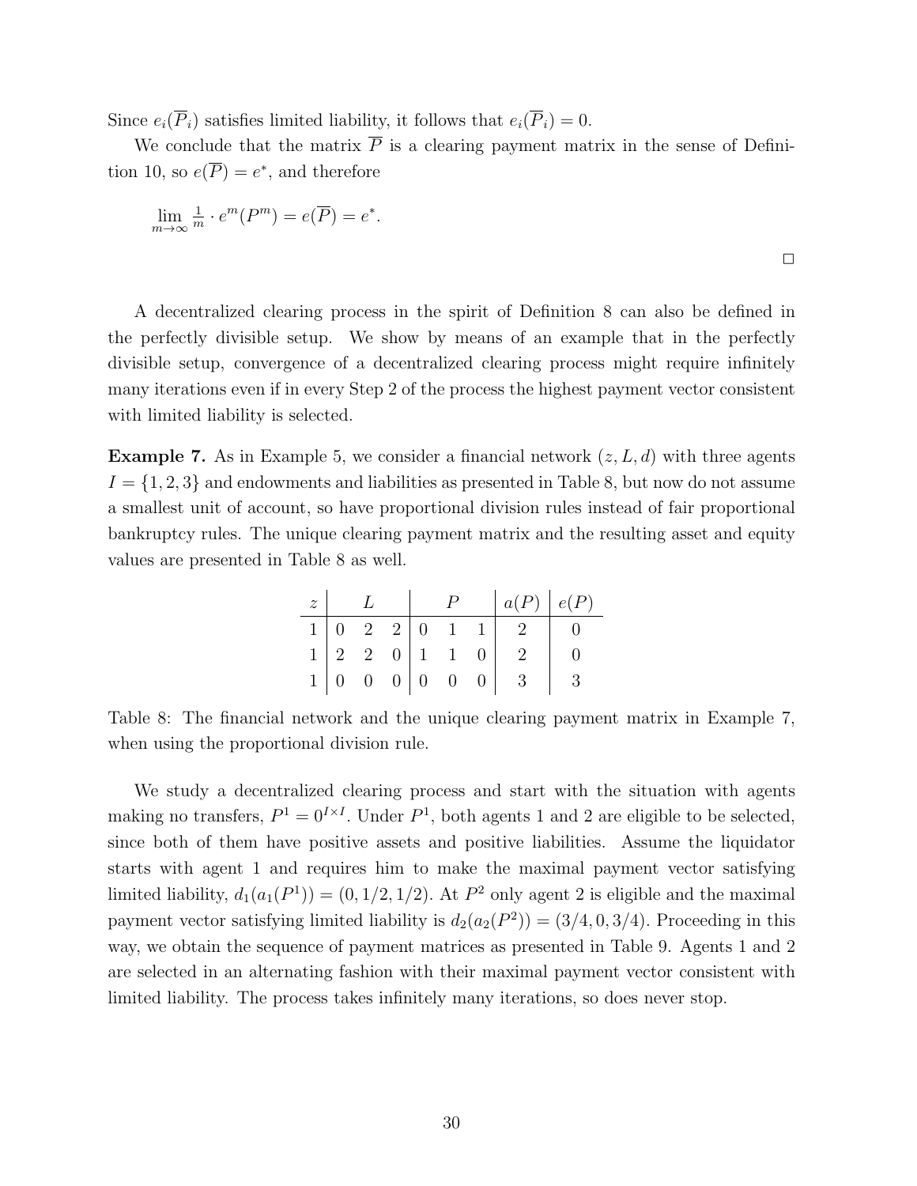Since $e_i(\overline{P}_i)$ satisfies limited liability, it follows that $e_i(\overline{P}_i) = 0$.

We conclude that the matrix $\overline{P}$ is a clearing payment matrix in the sense of Definition 10, so $e(\overline{P}) = e^*$, and therefore

$$\lim_{m \to \infty} \tfrac{1}{m} \cdot e^m(P^m) = e(\overline{P}) = e^*.$$

□

A decentralized clearing process in the spirit of Definition 8 can also be defined in the perfectly divisible setup. We show by means of an example that in the perfectly divisible setup, convergence of a decentralized clearing process might require infinitely many iterations even if in every Step 2 of the process the highest payment vector consistent with limited liability is selected.

**Example 7.** As in Example 5, we consider a financial network $(z, L, d)$ with three agents $I = \{1, 2, 3\}$ and endowments and liabilities as presented in Table 8, but now do not assume a smallest unit of account, so have proportional division rules instead of fair proportional bankruptcy rules. The unique clearing payment matrix and the resulting asset and equity values are presented in Table 8 as well.

| $z$ | $L$ | | | $P$ | | | $a(P)$ | $e(P)$ |
|---|---|---|---|---|---|---|---|---|
| 1 | 0 | 2 | 2 | 0 | 1 | 1 | 2 | 0 |
| 1 | 2 | 2 | 0 | 1 | 1 | 0 | 2 | 0 |
| 1 | 0 | 0 | 0 | 0 | 0 | 0 | 3 | 3 |

Table 8: The financial network and the unique clearing payment matrix in Example 7, when using the proportional division rule.

We study a decentralized clearing process and start with the situation with agents making no transfers, $P^1 = 0^{I \times I}$. Under $P^1$, both agents 1 and 2 are eligible to be selected, since both of them have positive assets and positive liabilities. Assume the liquidator starts with agent 1 and requires him to make the maximal payment vector satisfying limited liability, $d_1(a_1(P^1)) = (0, 1/2, 1/2)$. At $P^2$ only agent 2 is eligible and the maximal payment vector satisfying limited liability is $d_2(a_2(P^2)) = (3/4, 0, 3/4)$. Proceeding in this way, we obtain the sequence of payment matrices as presented in Table 9. Agents 1 and 2 are selected in an alternating fashion with their maximal payment vector consistent with limited liability. The process takes infinitely many iterations, so does never stop.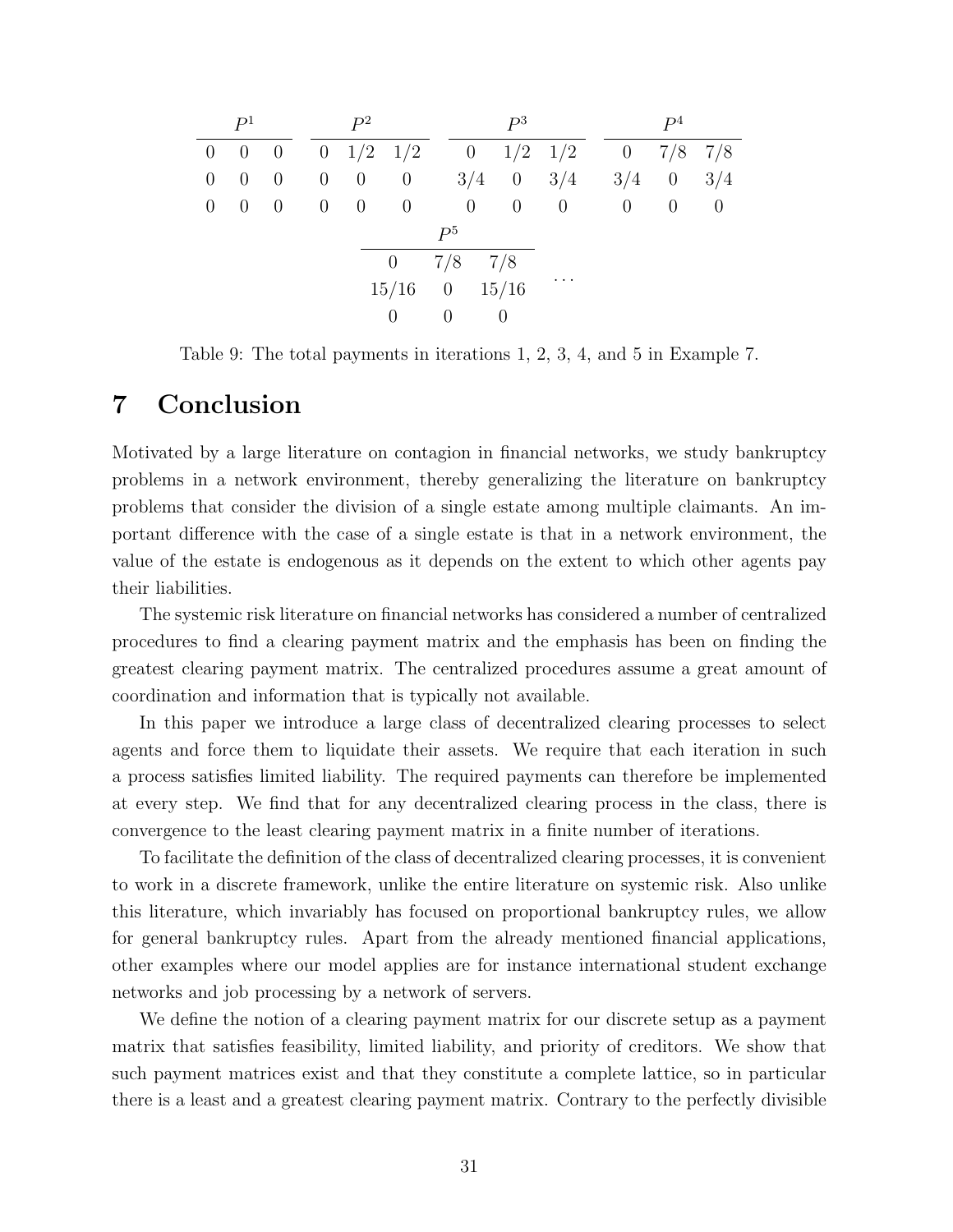| $P^1$ | | | | $P^2$ | | | | $P^3$ | | | | $P^4$ | | |
|---|---|---|---|---|---|---|---|---|---|---|---|---|---|---|
| 0 | 0 | 0 | | 0 | 1/2 | 1/2 | | 0 | 1/2 | 1/2 | | 0 | 7/8 | 7/8 |
| 0 | 0 | 0 | | 0 | 0 | 0 | | 3/4 | 0 | 3/4 | | 3/4 | 0 | 3/4 |
| 0 | 0 | 0 | | 0 | 0 | 0 | | 0 | 0 | 0 | | 0 | 0 | 0 |

| $P^5$ | | | |
|---|---|---|---|
| 0 | 7/8 | 7/8 | |
| 15/16 | 0 | 15/16 | ... |
| 0 | 0 | 0 | |

Table 9: The total payments in iterations 1, 2, 3, 4, and 5 in Example 7.

# 7 Conclusion

Motivated by a large literature on contagion in financial networks, we study bankruptcy problems in a network environment, thereby generalizing the literature on bankruptcy problems that consider the division of a single estate among multiple claimants. An important difference with the case of a single estate is that in a network environment, the value of the estate is endogenous as it depends on the extent to which other agents pay their liabilities.

The systemic risk literature on financial networks has considered a number of centralized procedures to find a clearing payment matrix and the emphasis has been on finding the greatest clearing payment matrix. The centralized procedures assume a great amount of coordination and information that is typically not available.

In this paper we introduce a large class of decentralized clearing processes to select agents and force them to liquidate their assets. We require that each iteration in such a process satisfies limited liability. The required payments can therefore be implemented at every step. We find that for any decentralized clearing process in the class, there is convergence to the least clearing payment matrix in a finite number of iterations.

To facilitate the definition of the class of decentralized clearing processes, it is convenient to work in a discrete framework, unlike the entire literature on systemic risk. Also unlike this literature, which invariably has focused on proportional bankruptcy rules, we allow for general bankruptcy rules. Apart from the already mentioned financial applications, other examples where our model applies are for instance international student exchange networks and job processing by a network of servers.

We define the notion of a clearing payment matrix for our discrete setup as a payment matrix that satisfies feasibility, limited liability, and priority of creditors. We show that such payment matrices exist and that they constitute a complete lattice, so in particular there is a least and a greatest clearing payment matrix. Contrary to the perfectly divisible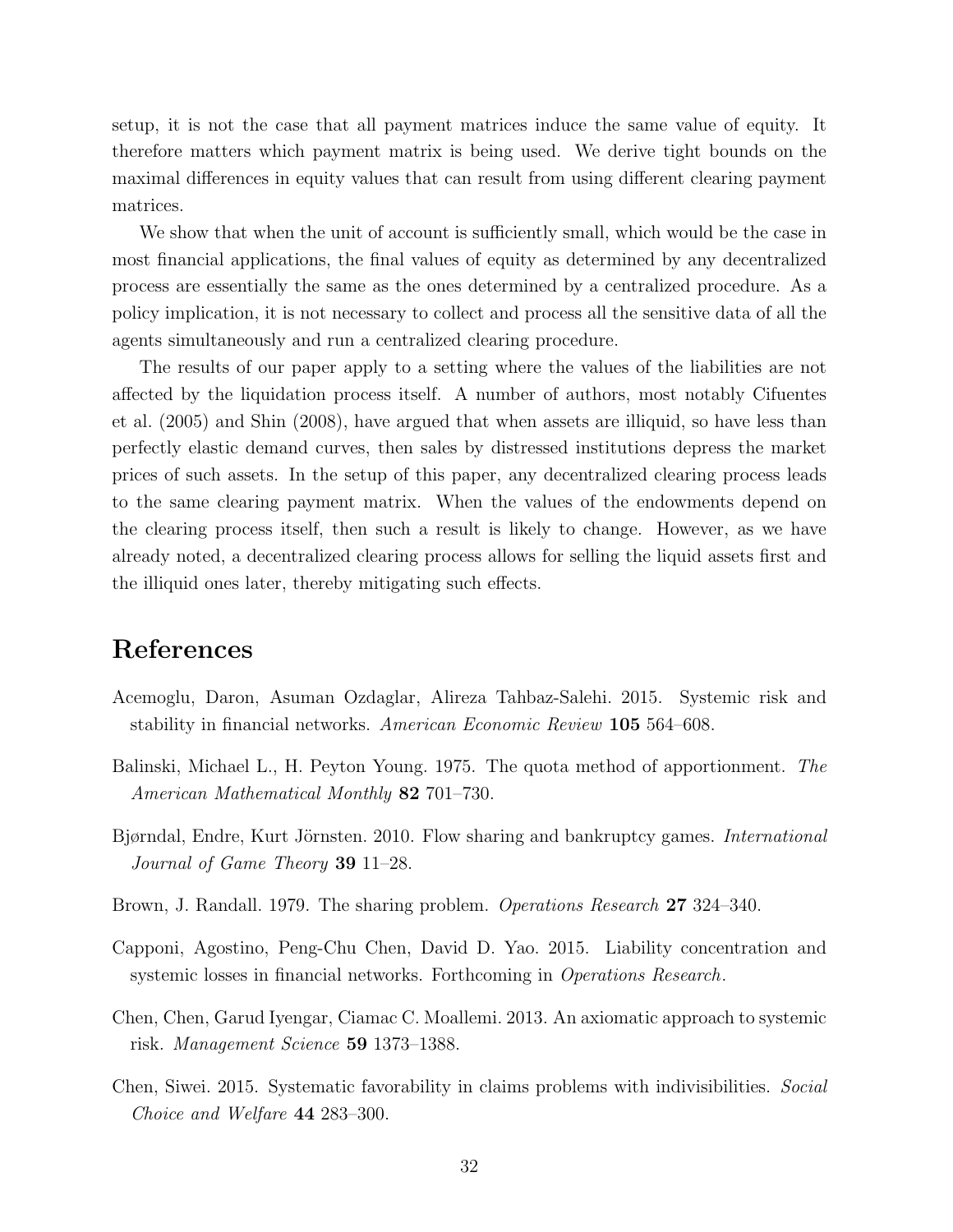setup, it is not the case that all payment matrices induce the same value of equity. It therefore matters which payment matrix is being used. We derive tight bounds on the maximal differences in equity values that can result from using different clearing payment matrices.

We show that when the unit of account is sufficiently small, which would be the case in most financial applications, the final values of equity as determined by any decentralized process are essentially the same as the ones determined by a centralized procedure. As a policy implication, it is not necessary to collect and process all the sensitive data of all the agents simultaneously and run a centralized clearing procedure.

The results of our paper apply to a setting where the values of the liabilities are not affected by the liquidation process itself. A number of authors, most notably Cifuentes et al. (2005) and Shin (2008), have argued that when assets are illiquid, so have less than perfectly elastic demand curves, then sales by distressed institutions depress the market prices of such assets. In the setup of this paper, any decentralized clearing process leads to the same clearing payment matrix. When the values of the endowments depend on the clearing process itself, then such a result is likely to change. However, as we have already noted, a decentralized clearing process allows for selling the liquid assets first and the illiquid ones later, thereby mitigating such effects.

# References

Acemoglu, Daron, Asuman Ozdaglar, Alireza Tahbaz-Salehi. 2015. Systemic risk and stability in financial networks. *American Economic Review* **105** 564–608.

Balinski, Michael L., H. Peyton Young. 1975. The quota method of apportionment. *The American Mathematical Monthly* **82** 701–730.

Bjørndal, Endre, Kurt Jörnsten. 2010. Flow sharing and bankruptcy games. *International Journal of Game Theory* **39** 11–28.

Brown, J. Randall. 1979. The sharing problem. *Operations Research* **27** 324–340.

Capponi, Agostino, Peng-Chu Chen, David D. Yao. 2015. Liability concentration and systemic losses in financial networks. Forthcoming in *Operations Research*.

Chen, Chen, Garud Iyengar, Ciamac C. Moallemi. 2013. An axiomatic approach to systemic risk. *Management Science* **59** 1373–1388.

Chen, Siwei. 2015. Systematic favorability in claims problems with indivisibilities. *Social Choice and Welfare* **44** 283–300.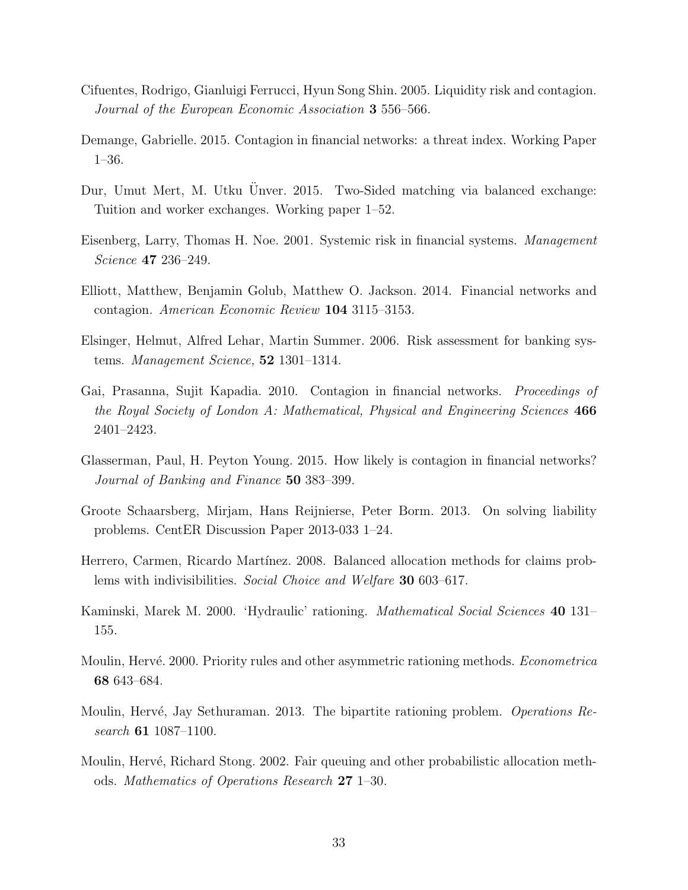Cifuentes, Rodrigo, Gianluigi Ferrucci, Hyun Song Shin. 2005. Liquidity risk and contagion. *Journal of the European Economic Association* **3** 556–566.

Demange, Gabrielle. 2015. Contagion in financial networks: a threat index. Working Paper 1–36.

Dur, Umut Mert, M. Utku Ünver. 2015. Two-Sided matching via balanced exchange: Tuition and worker exchanges. Working paper 1–52.

Eisenberg, Larry, Thomas H. Noe. 2001. Systemic risk in financial systems. *Management Science* **47** 236–249.

Elliott, Matthew, Benjamin Golub, Matthew O. Jackson. 2014. Financial networks and contagion. *American Economic Review* **104** 3115–3153.

Elsinger, Helmut, Alfred Lehar, Martin Summer. 2006. Risk assessment for banking systems. *Management Science,* **52** 1301–1314.

Gai, Prasanna, Sujit Kapadia. 2010. Contagion in financial networks. *Proceedings of the Royal Society of London A: Mathematical, Physical and Engineering Sciences* **466** 2401–2423.

Glasserman, Paul, H. Peyton Young. 2015. How likely is contagion in financial networks? *Journal of Banking and Finance* **50** 383–399.

Groote Schaarsberg, Mirjam, Hans Reijnierse, Peter Borm. 2013. On solving liability problems. CentER Discussion Paper 2013-033 1–24.

Herrero, Carmen, Ricardo Martínez. 2008. Balanced allocation methods for claims problems with indivisibilities. *Social Choice and Welfare* **30** 603–617.

Kaminski, Marek M. 2000. 'Hydraulic' rationing. *Mathematical Social Sciences* **40** 131–155.

Moulin, Hervé. 2000. Priority rules and other asymmetric rationing methods. *Econometrica* **68** 643–684.

Moulin, Hervé, Jay Sethuraman. 2013. The bipartite rationing problem. *Operations Research* **61** 1087–1100.

Moulin, Hervé, Richard Stong. 2002. Fair queuing and other probabilistic allocation methods. *Mathematics of Operations Research* **27** 1–30.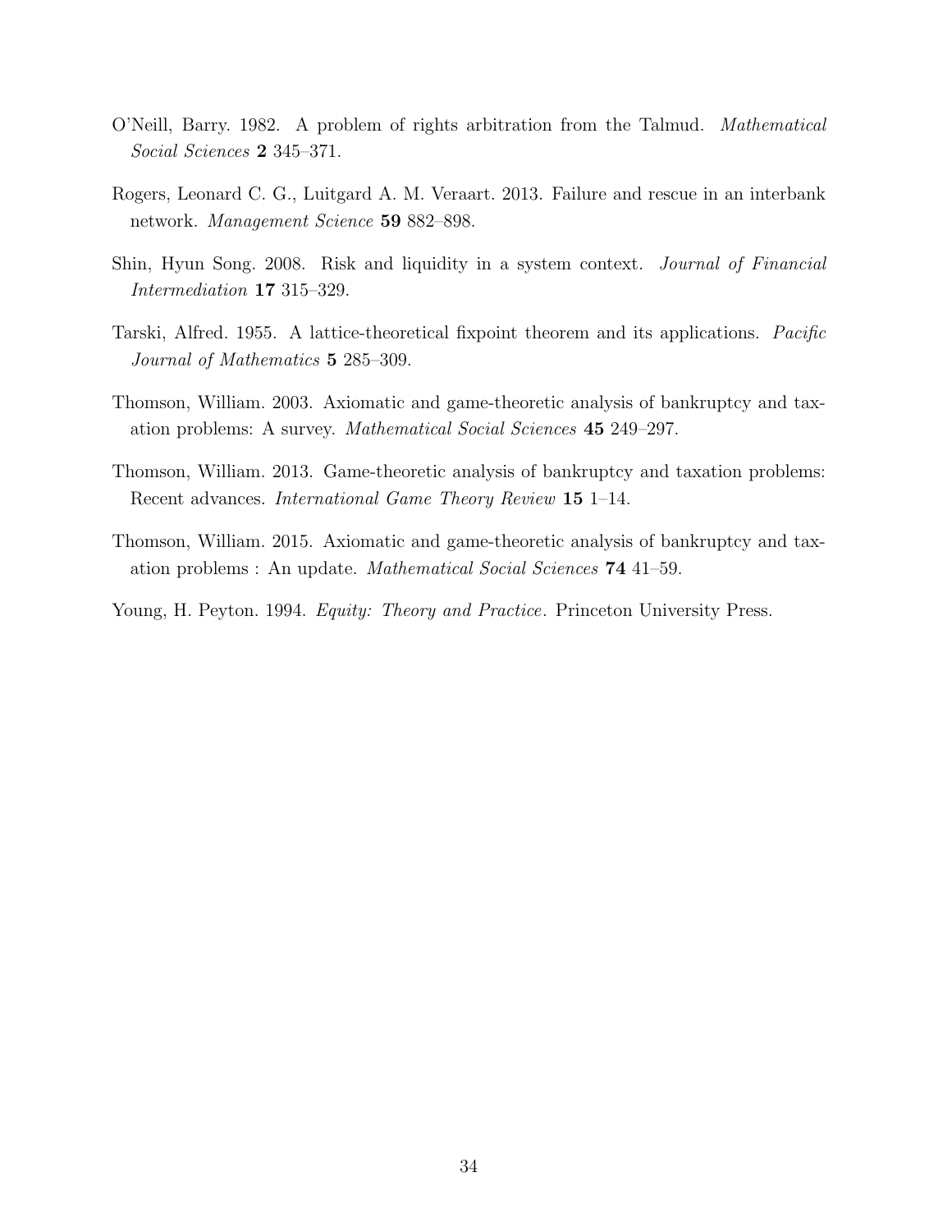O'Neill, Barry. 1982. A problem of rights arbitration from the Talmud. *Mathematical Social Sciences* **2** 345–371.

Rogers, Leonard C. G., Luitgard A. M. Veraart. 2013. Failure and rescue in an interbank network. *Management Science* **59** 882–898.

Shin, Hyun Song. 2008. Risk and liquidity in a system context. *Journal of Financial Intermediation* **17** 315–329.

Tarski, Alfred. 1955. A lattice-theoretical fixpoint theorem and its applications. *Pacific Journal of Mathematics* **5** 285–309.

Thomson, William. 2003. Axiomatic and game-theoretic analysis of bankruptcy and taxation problems: A survey. *Mathematical Social Sciences* **45** 249–297.

Thomson, William. 2013. Game-theoretic analysis of bankruptcy and taxation problems: Recent advances. *International Game Theory Review* **15** 1–14.

Thomson, William. 2015. Axiomatic and game-theoretic analysis of bankruptcy and taxation problems : An update. *Mathematical Social Sciences* **74** 41–59.

Young, H. Peyton. 1994. *Equity: Theory and Practice*. Princeton University Press.